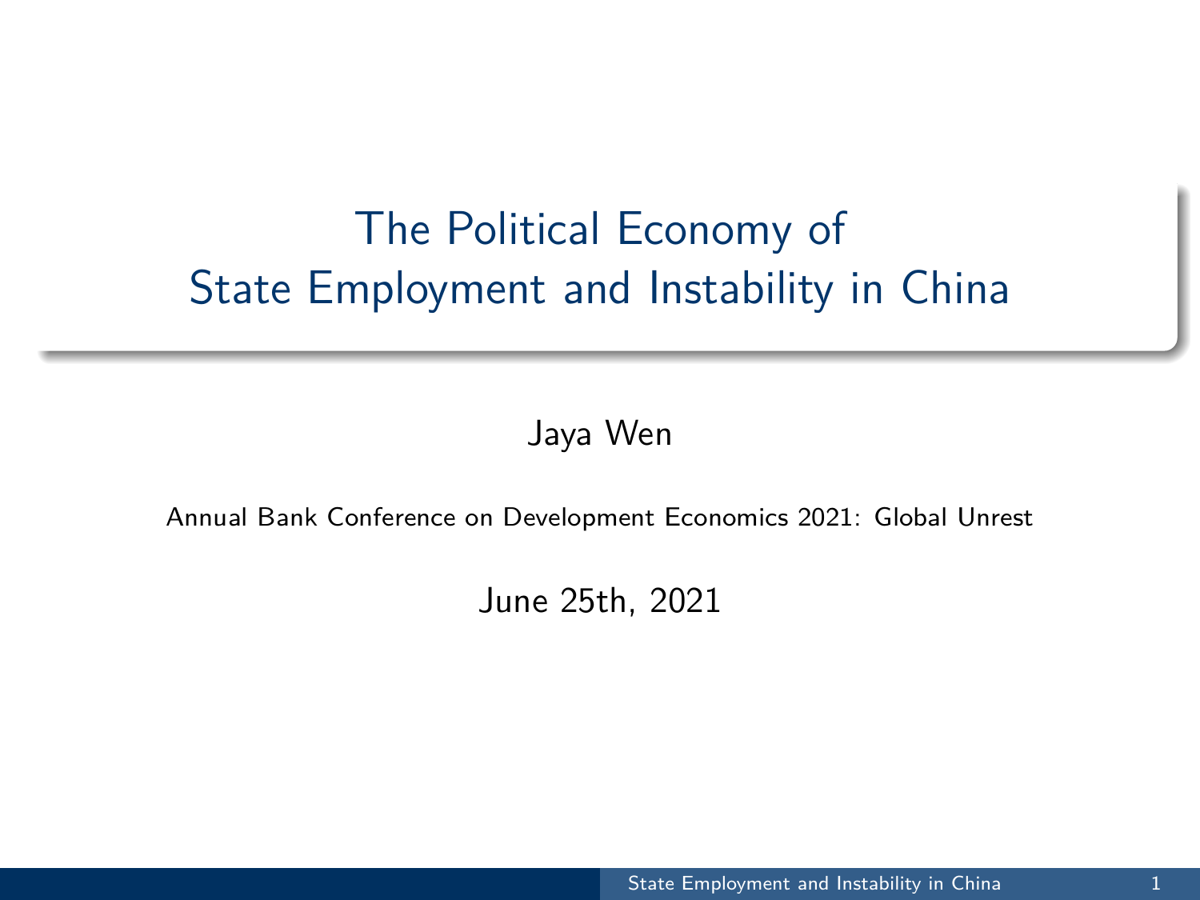# The Political Economy of State Employment and Instability in China

Jaya Wen

Annual Bank Conference on Development Economics 2021: Global Unrest

June 25th, 2021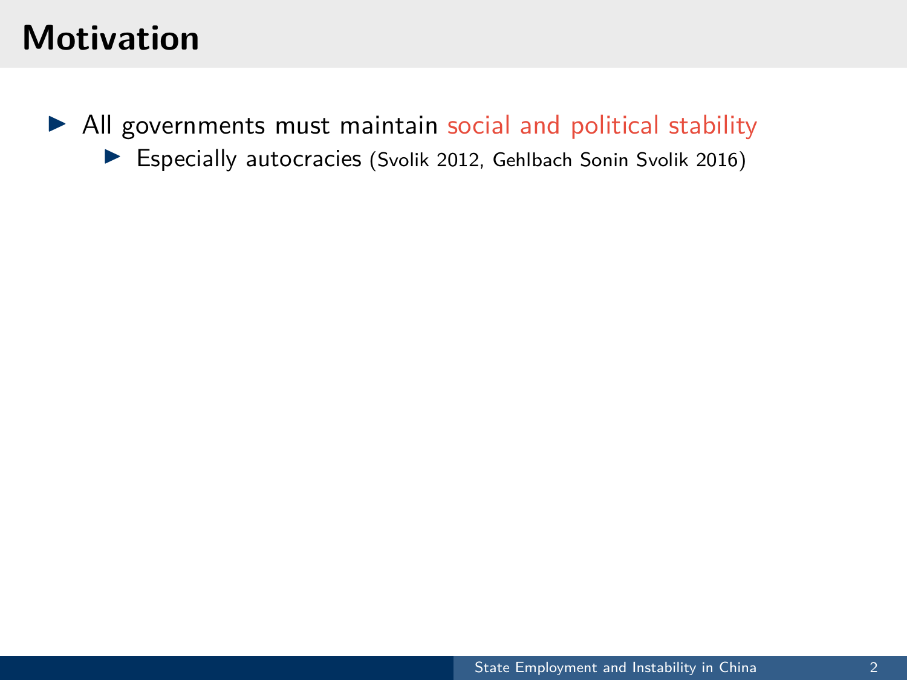# Motivation

- All governments must maintain social and political stability
  - Especially autocracies (Svolik 2012, Gehlbach Sonin Svolik 2016)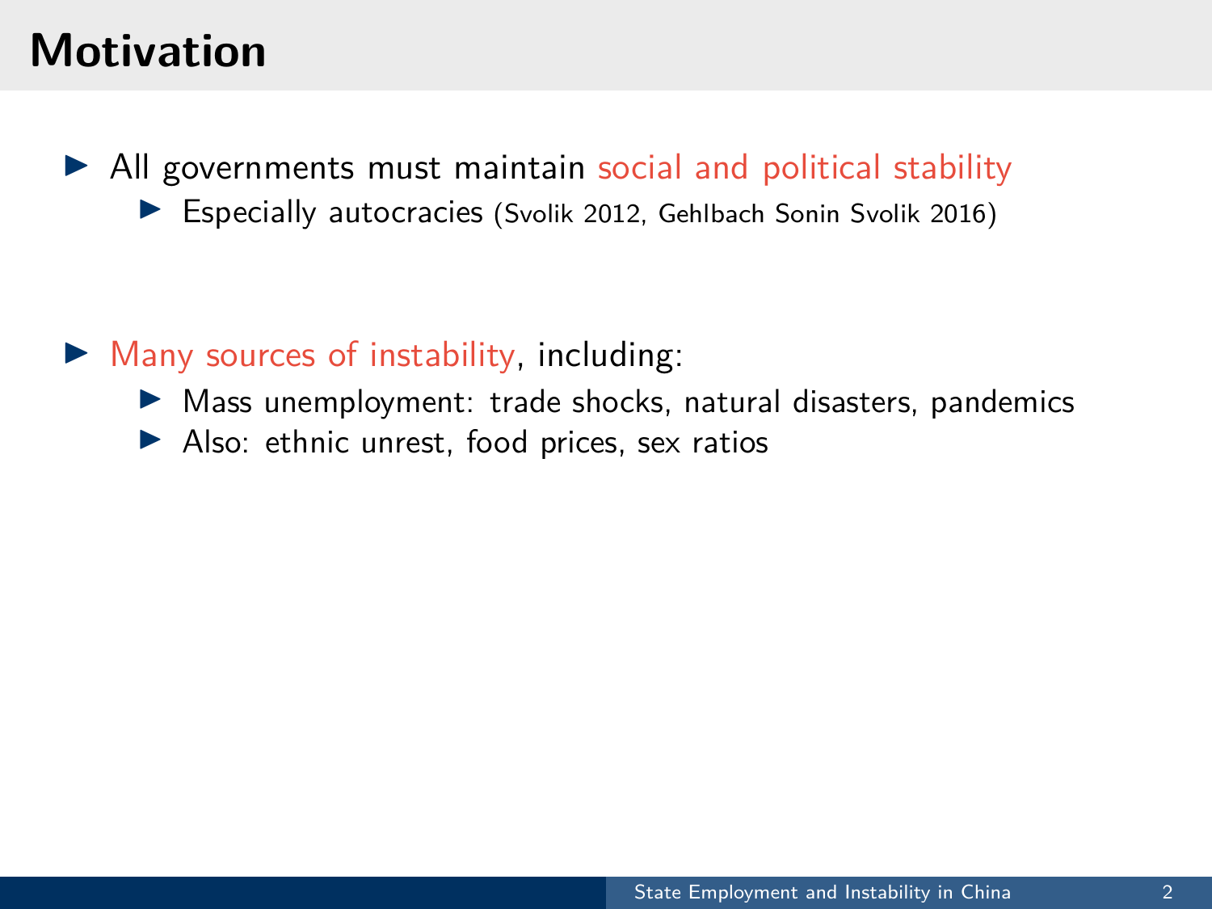# Motivation

- All governments must maintain social and political stability
  - Especially autocracies (Svolik 2012, Gehlbach Sonin Svolik 2016)

- Many sources of instability, including:
  - Mass unemployment: trade shocks, natural disasters, pandemics
  - Also: ethnic unrest, food prices, sex ratios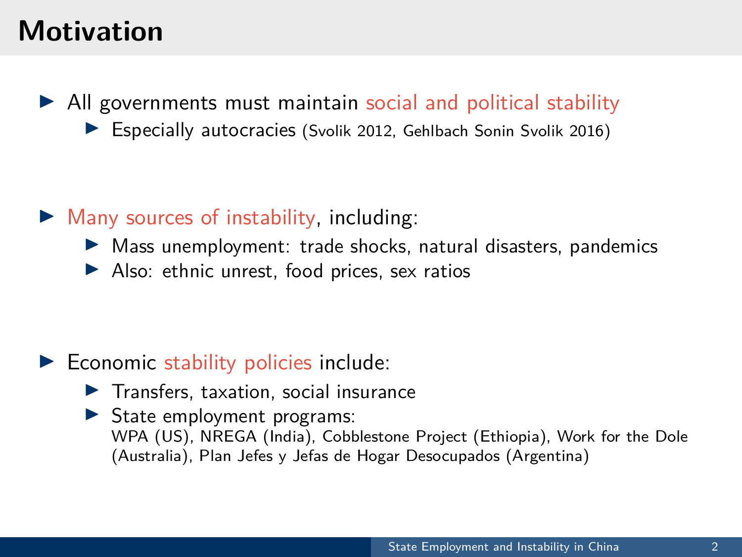# Motivation

- All governments must maintain social and political stability
  - Especially autocracies (Svolik 2012, Gehlbach Sonin Svolik 2016)

- Many sources of instability, including:
  - Mass unemployment: trade shocks, natural disasters, pandemics
  - Also: ethnic unrest, food prices, sex ratios

- Economic stability policies include:
  - Transfers, taxation, social insurance
  - State employment programs:
    WPA (US), NREGA (India), Cobblestone Project (Ethiopia), Work for the Dole (Australia), Plan Jefes y Jefas de Hogar Desocupados (Argentina)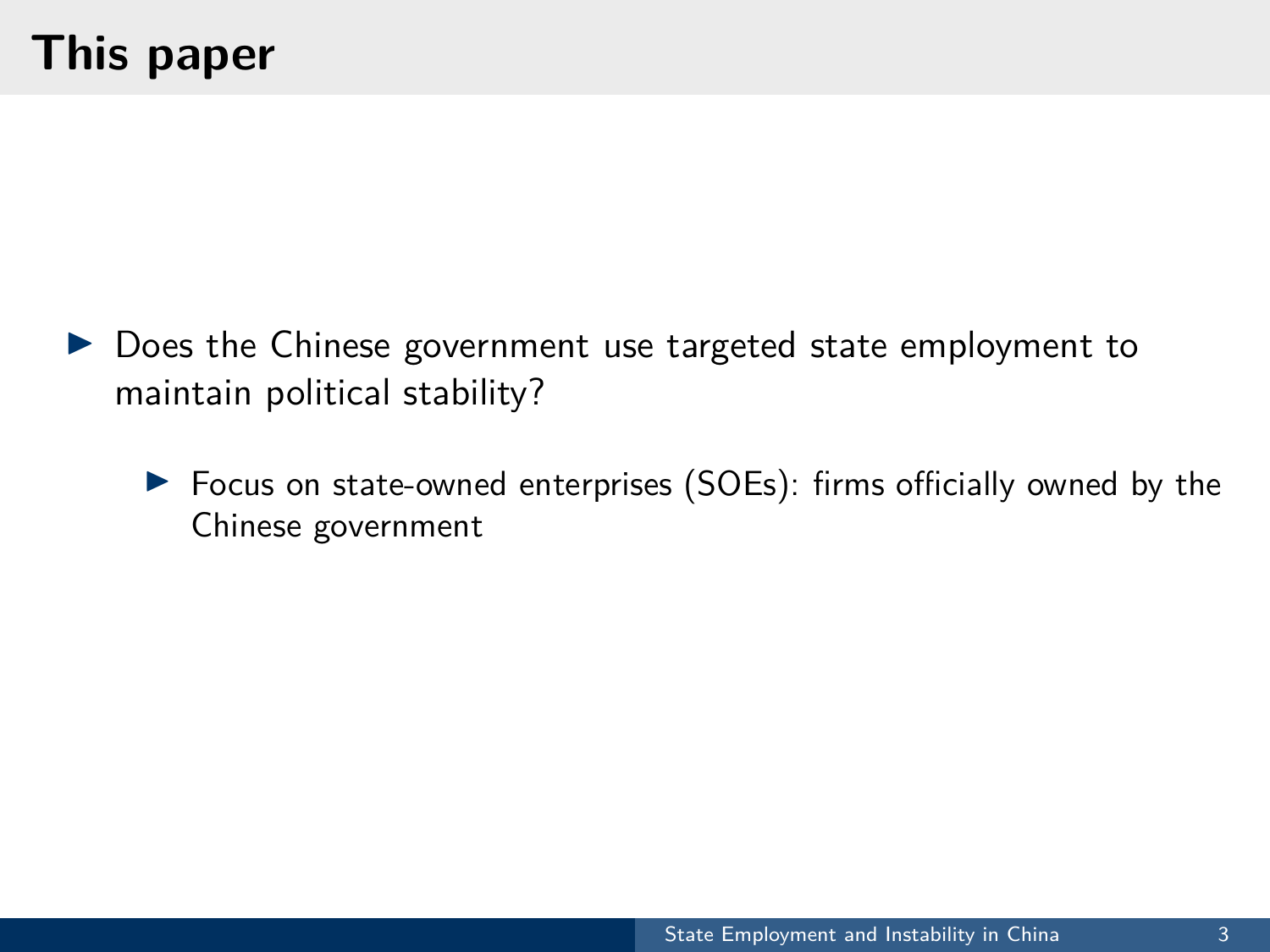# This paper

- Does the Chinese government use targeted state employment to maintain political stability?
  - Focus on state-owned enterprises (SOEs): firms officially owned by the Chinese government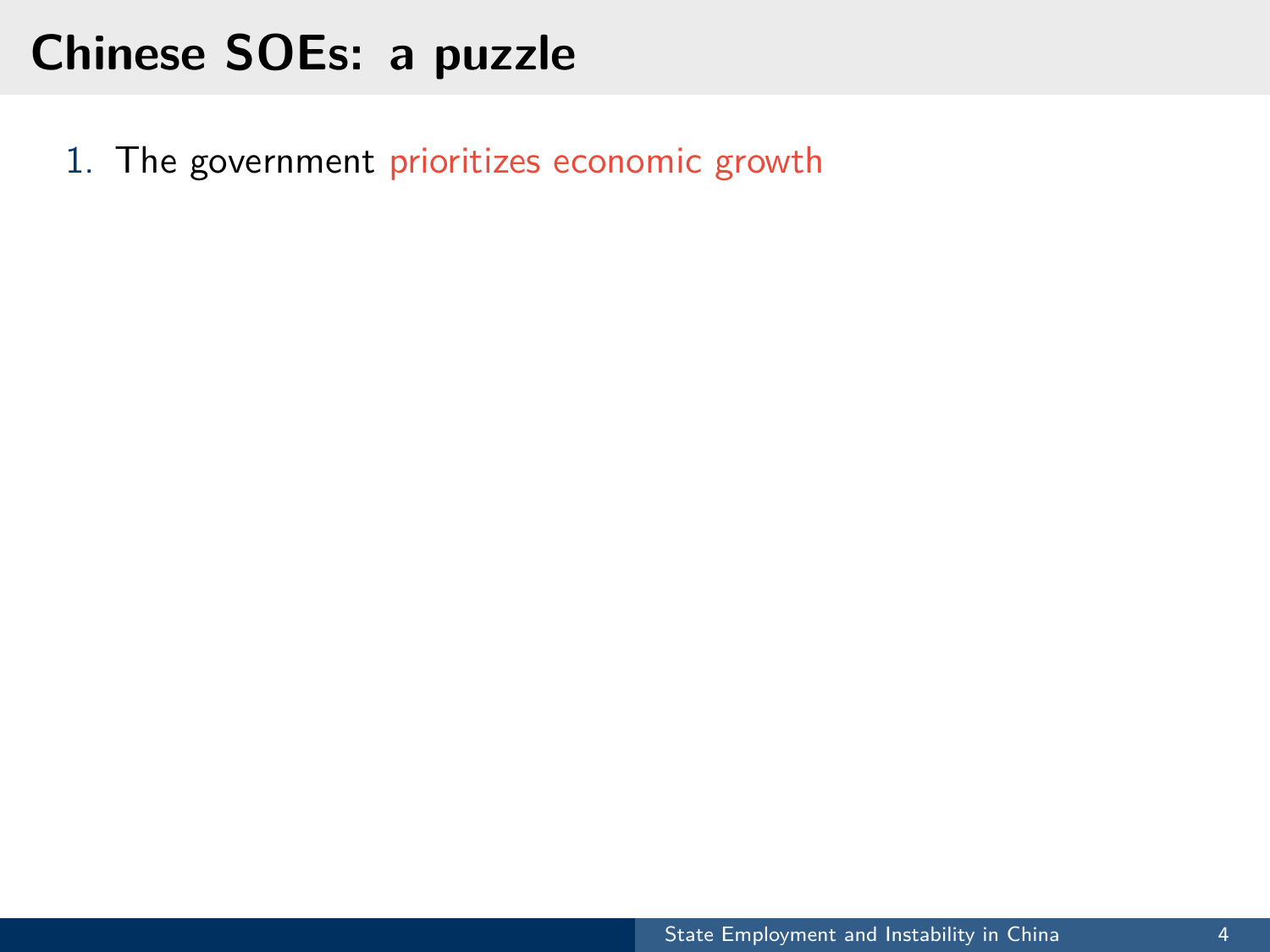# Chinese SOEs: a puzzle

1. The government prioritizes economic growth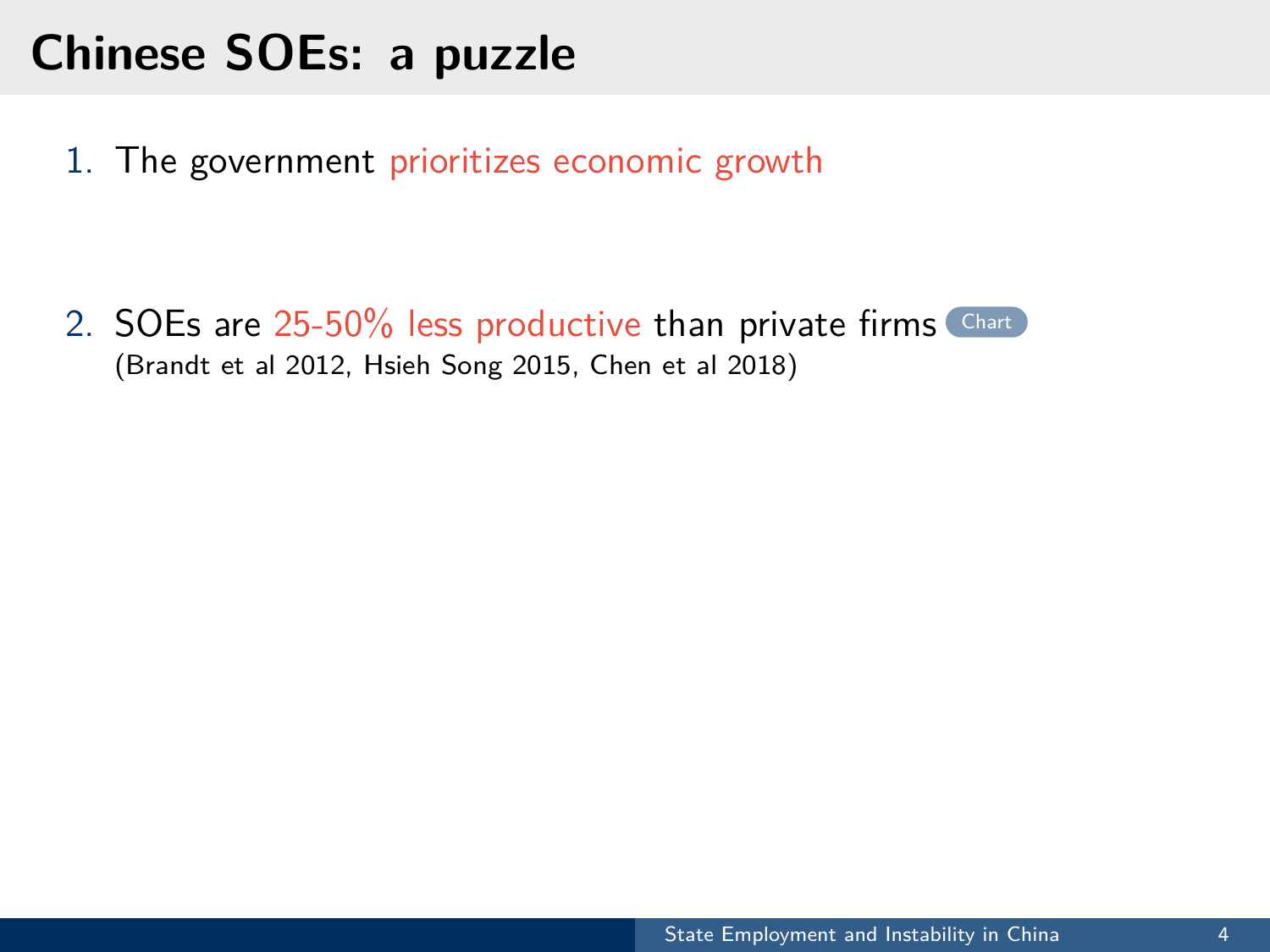# Chinese SOEs: a puzzle

1. The government prioritizes economic growth

2. SOEs are 25-50% less productive than private firms Chart
   (Brandt et al 2012, Hsieh Song 2015, Chen et al 2018)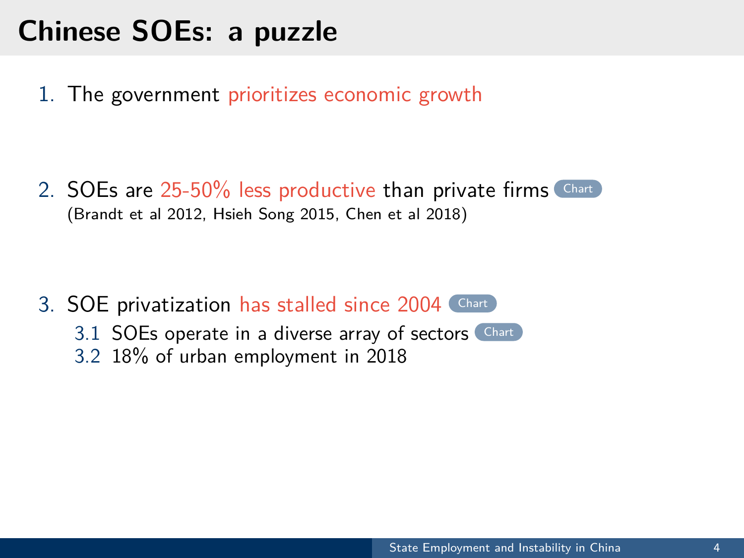# Chinese SOEs: a puzzle

1. The government prioritizes economic growth

2. SOEs are 25-50% less productive than private firms Chart
   (Brandt et al 2012, Hsieh Song 2015, Chen et al 2018)

3. SOE privatization has stalled since 2004 Chart
   3.1 SOEs operate in a diverse array of sectors Chart
   3.2 18% of urban employment in 2018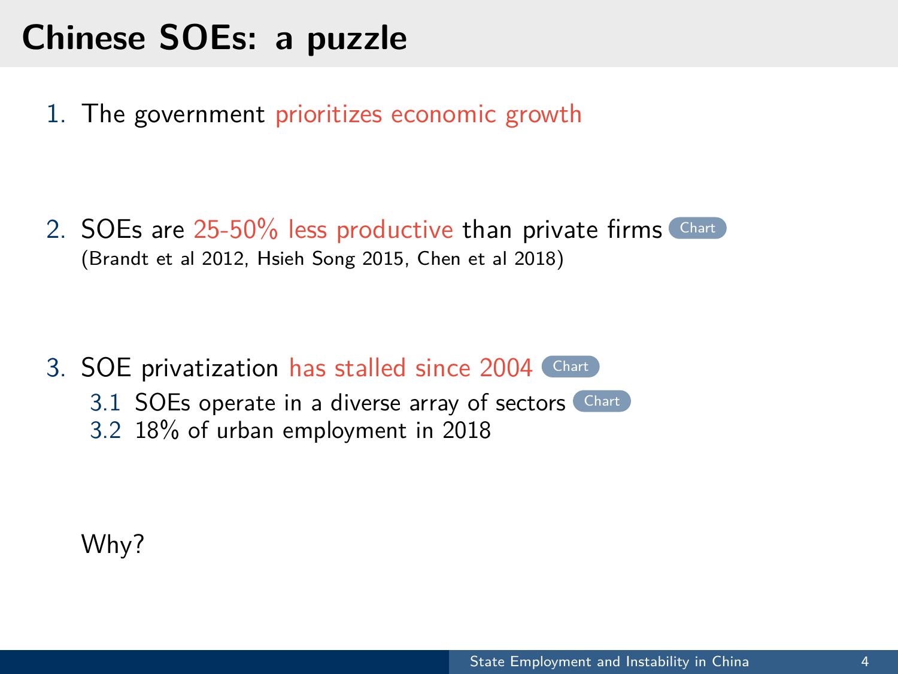# Chinese SOEs: a puzzle

1. The government prioritizes economic growth

2. SOEs are 25-50% less productive than private firms Chart
   (Brandt et al 2012, Hsieh Song 2015, Chen et al 2018)

3. SOE privatization has stalled since 2004 Chart
   3.1 SOEs operate in a diverse array of sectors Chart
   3.2 18% of urban employment in 2018

Why?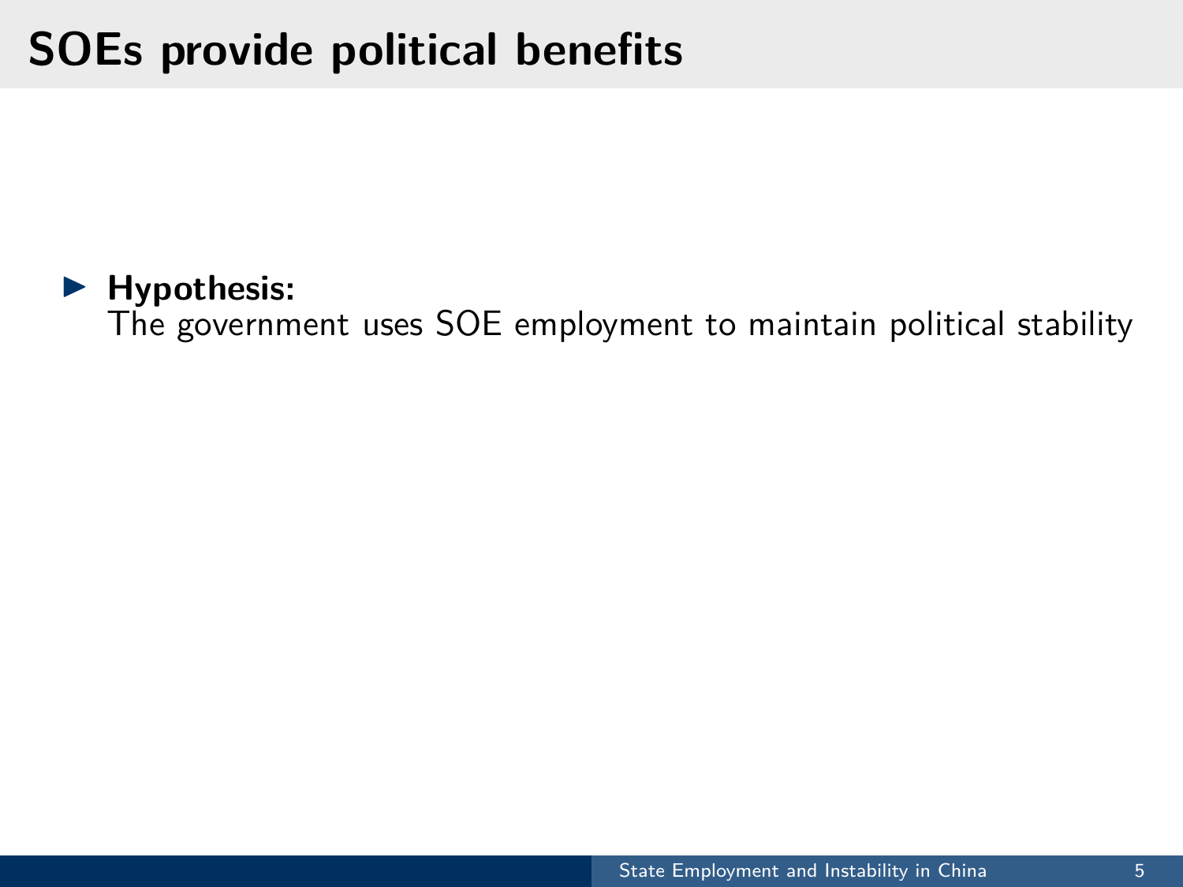# SOEs provide political benefits

- **Hypothesis:**
  The government uses SOE employment to maintain political stability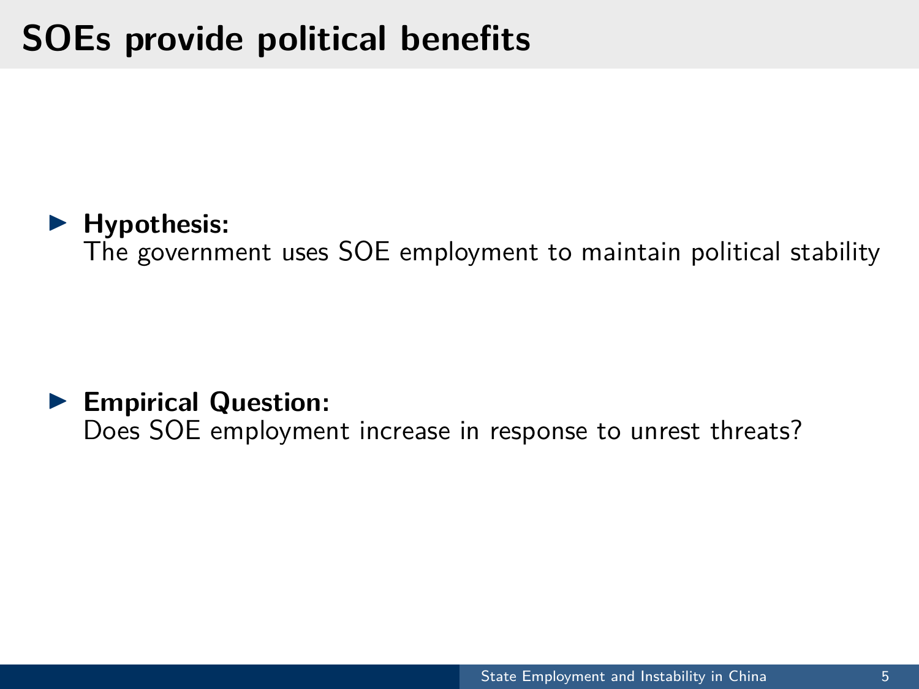# SOEs provide political benefits

- **Hypothesis:**
  The government uses SOE employment to maintain political stability

- **Empirical Question:**
  Does SOE employment increase in response to unrest threats?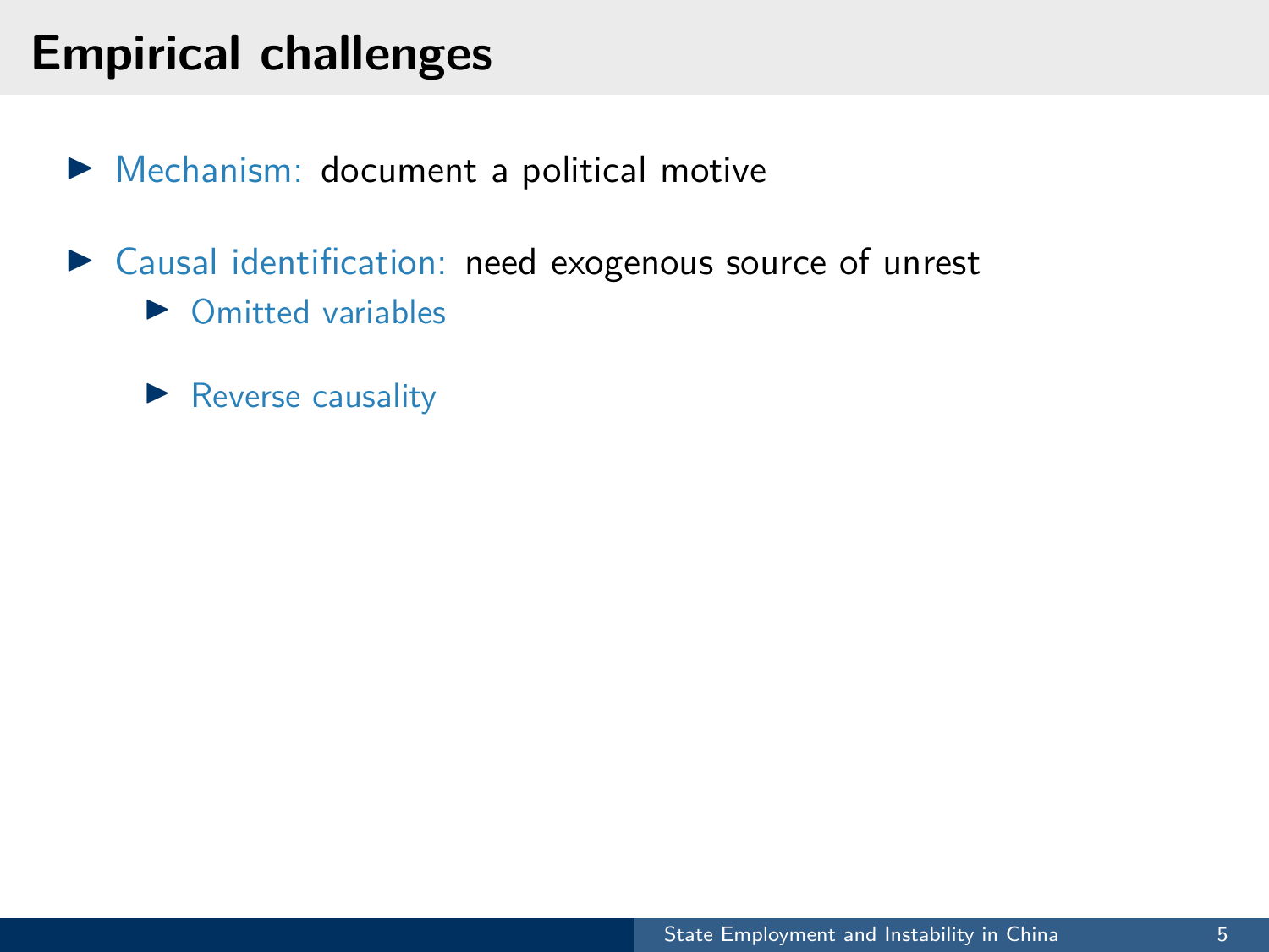# Empirical challenges

- Mechanism: document a political motive
- Causal identification: need exogenous source of unrest
  - Omitted variables
  - Reverse causality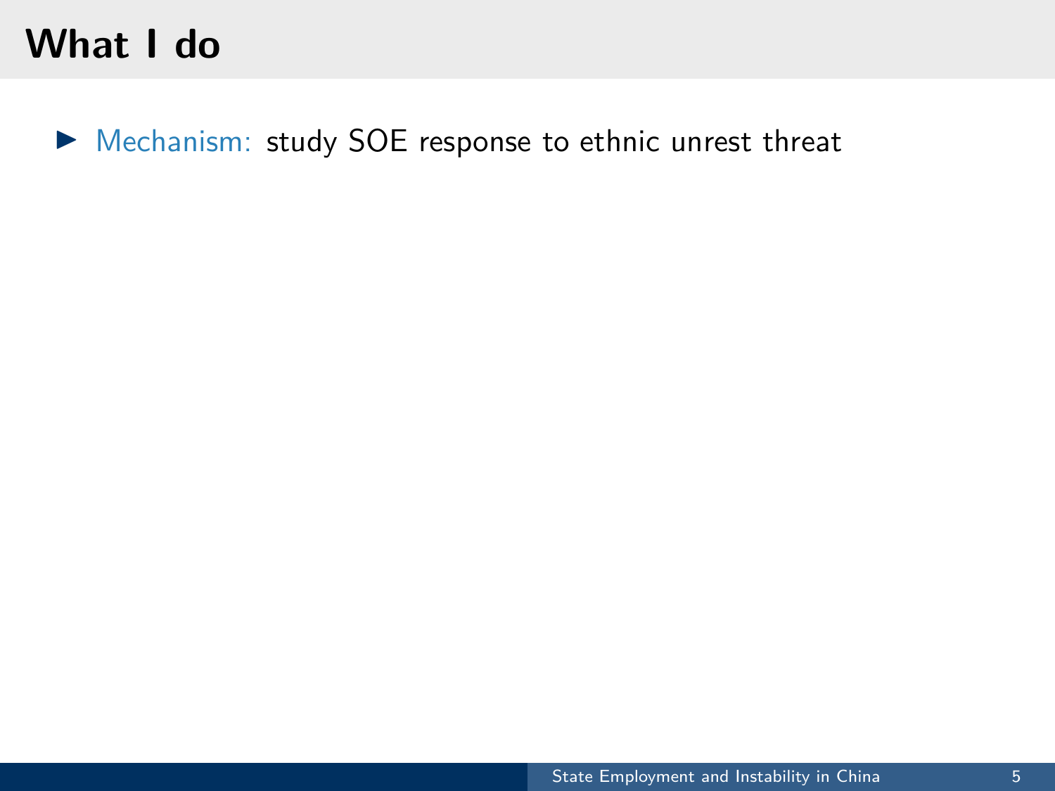# What I do

- Mechanism: study SOE response to ethnic unrest threat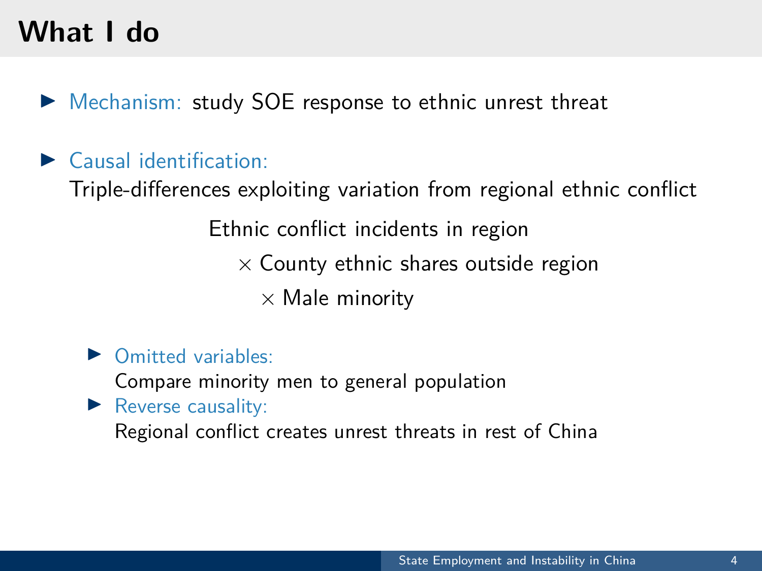# What I do

- Mechanism: study SOE response to ethnic unrest threat
- Causal identification:
  Triple-differences exploiting variation from regional ethnic conflict

  Ethnic conflict incidents in region
  $\times$ County ethnic shares outside region
  $\times$ Male minority

  - Omitted variables:
    Compare minority men to general population
  - Reverse causality:
    Regional conflict creates unrest threats in rest of China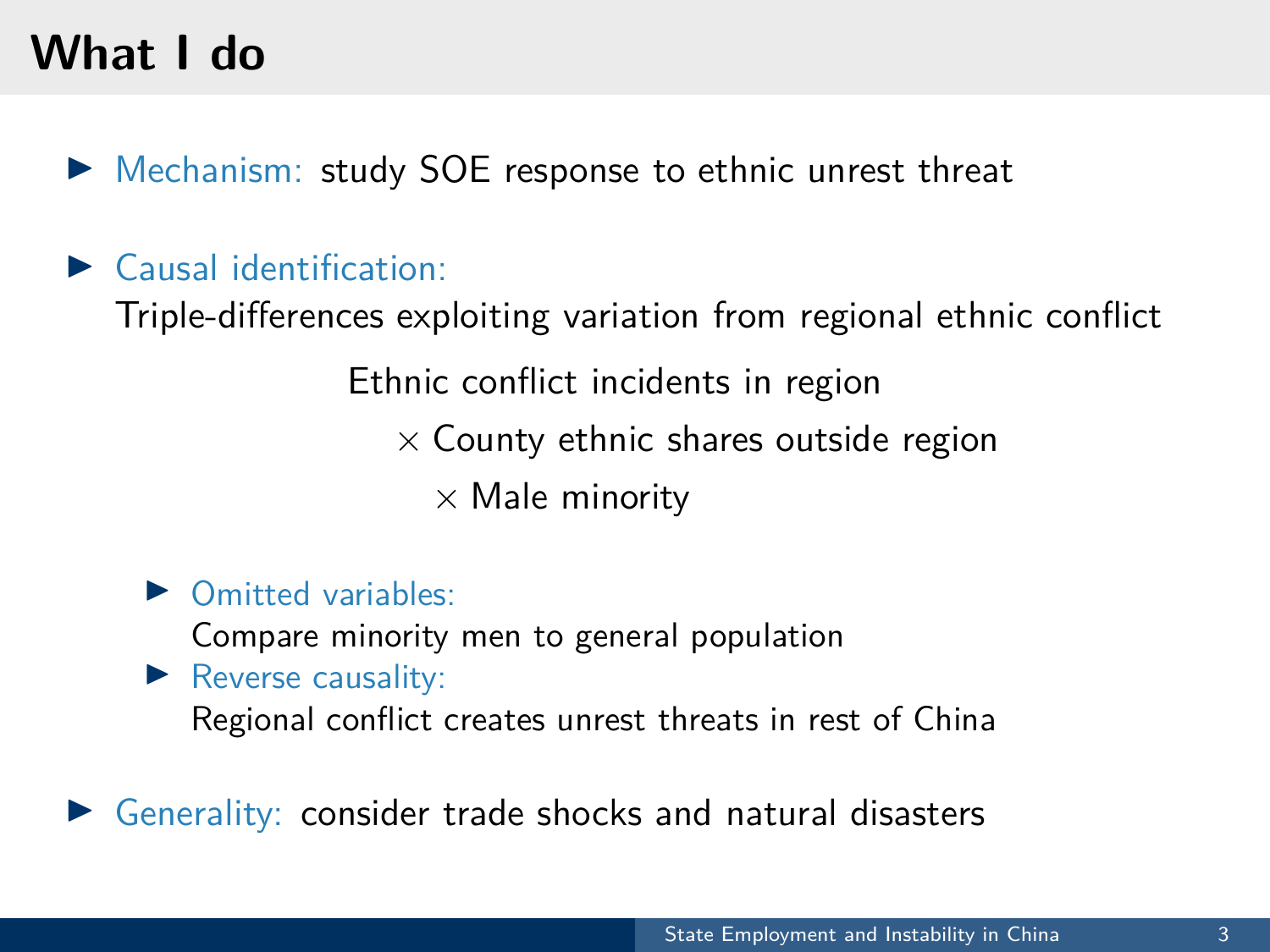# What I do

- Mechanism: study SOE response to ethnic unrest threat
- Causal identification:
  Triple-differences exploiting variation from regional ethnic conflict

  Ethnic conflict incidents in region
  $\times$ County ethnic shares outside region
  $\times$ Male minority

  - Omitted variables:
    Compare minority men to general population
  - Reverse causality:
    Regional conflict creates unrest threats in rest of China
- Generality: consider trade shocks and natural disasters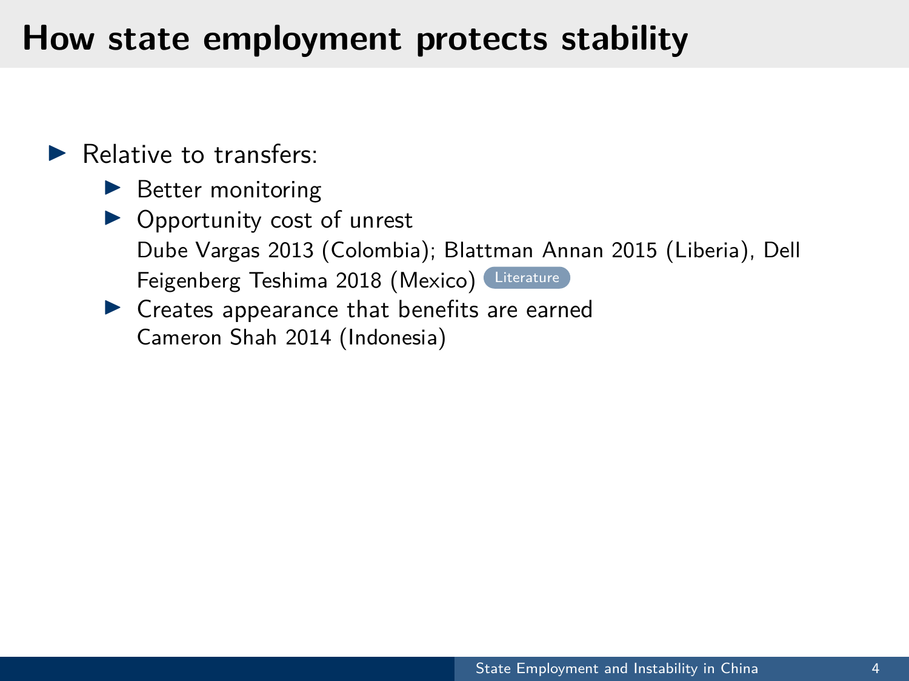# How state employment protects stability

- Relative to transfers:
  - Better monitoring
  - Opportunity cost of unrest
    Dube Vargas 2013 (Colombia); Blattman Annan 2015 (Liberia), Dell Feigenberg Teshima 2018 (Mexico) Literature
  - Creates appearance that benefits are earned
    Cameron Shah 2014 (Indonesia)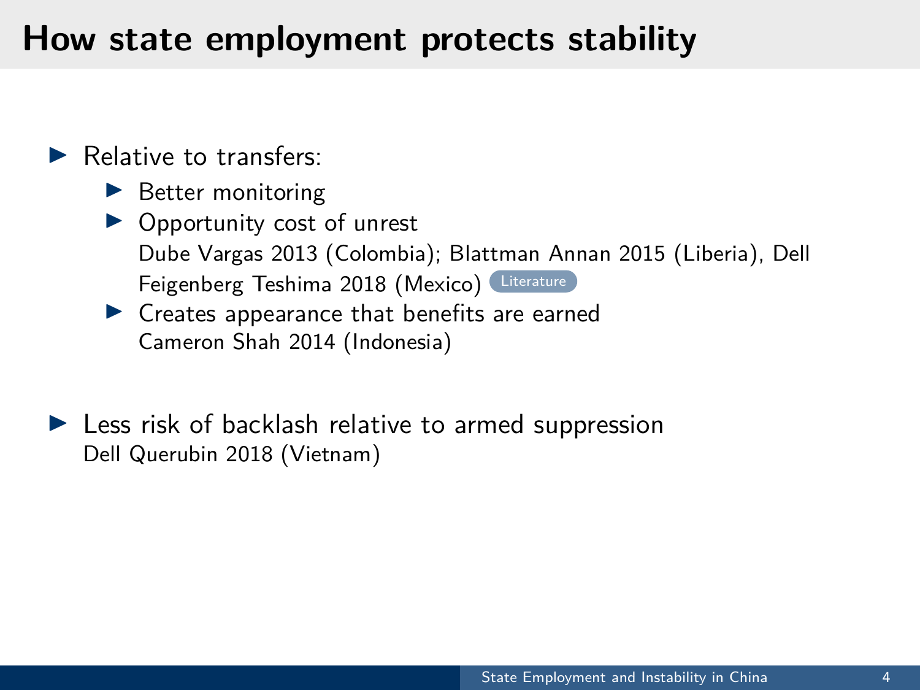# How state employment protects stability

- Relative to transfers:
  - Better monitoring
  - Opportunity cost of unrest
    Dube Vargas 2013 (Colombia); Blattman Annan 2015 (Liberia), Dell Feigenberg Teshima 2018 (Mexico) Literature
  - Creates appearance that benefits are earned
    Cameron Shah 2014 (Indonesia)

- Less risk of backlash relative to armed suppression
  Dell Querubin 2018 (Vietnam)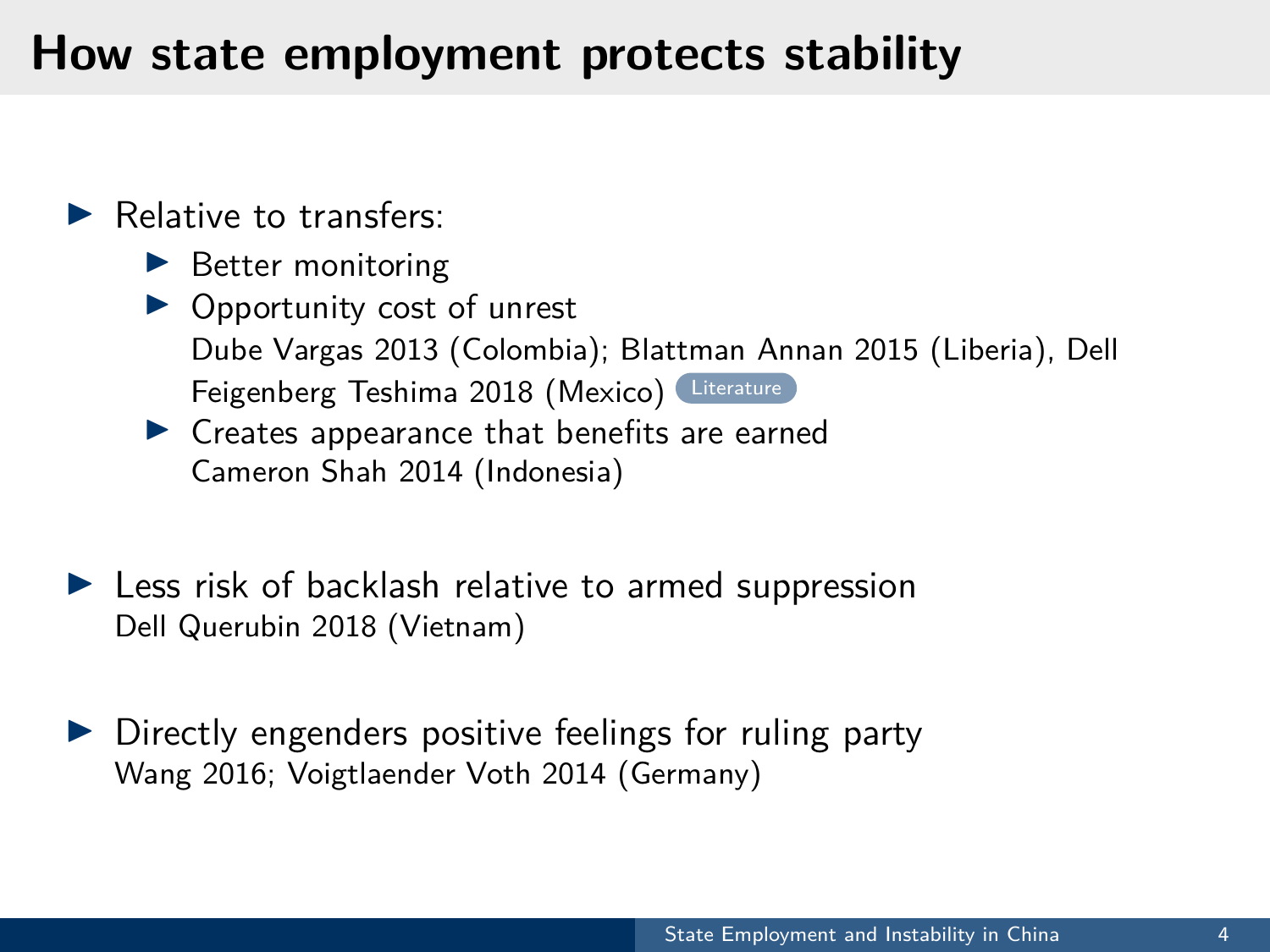# How state employment protects stability

- Relative to transfers:
  - Better monitoring
  - Opportunity cost of unrest
    Dube Vargas 2013 (Colombia); Blattman Annan 2015 (Liberia), Dell Feigenberg Teshima 2018 (Mexico) Literature
  - Creates appearance that benefits are earned
    Cameron Shah 2014 (Indonesia)

- Less risk of backlash relative to armed suppression
  Dell Querubin 2018 (Vietnam)

- Directly engenders positive feelings for ruling party
  Wang 2016; Voigtlaender Voth 2014 (Germany)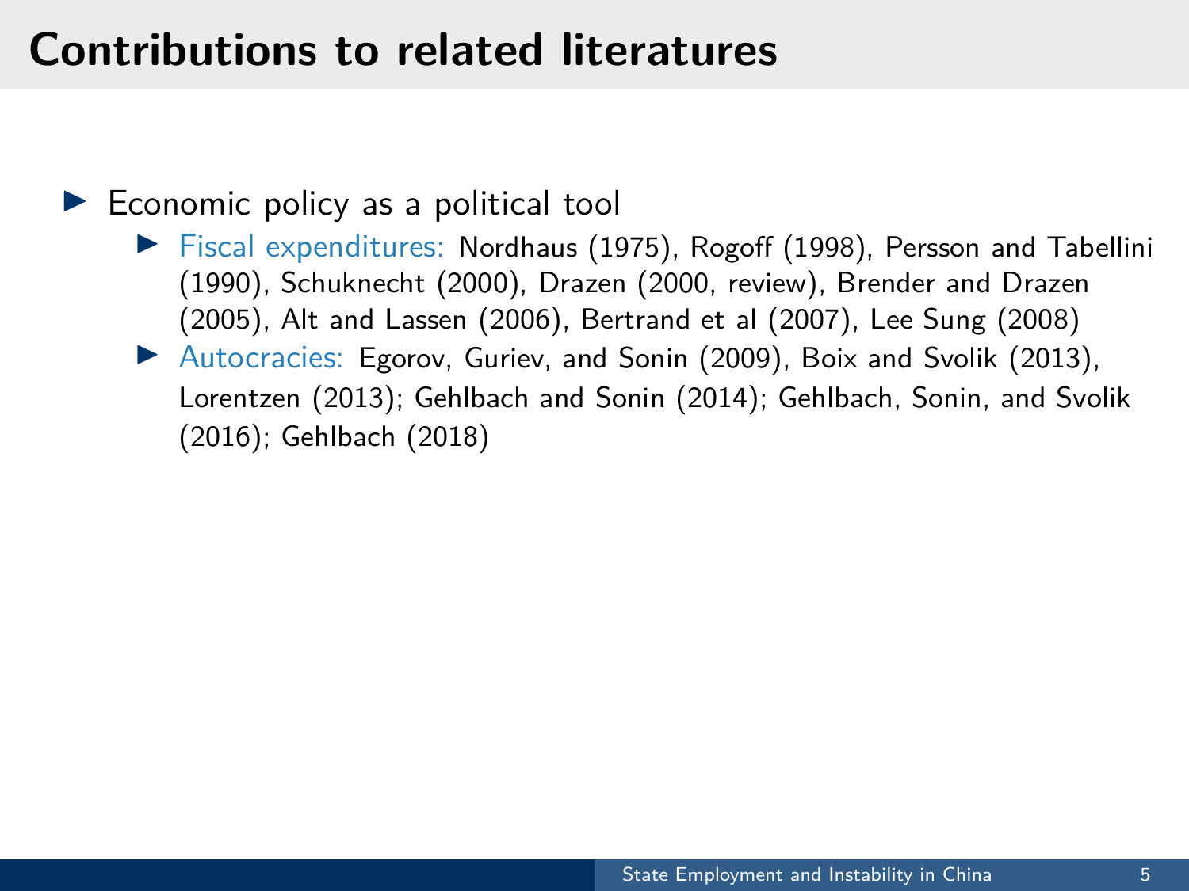# Contributions to related literatures

- Economic policy as a political tool
  - Fiscal expenditures: Nordhaus (1975), Rogoff (1998), Persson and Tabellini (1990), Schuknecht (2000), Drazen (2000, review), Brender and Drazen (2005), Alt and Lassen (2006), Bertrand et al (2007), Lee Sung (2008)
  - Autocracies: Egorov, Guriev, and Sonin (2009), Boix and Svolik (2013), Lorentzen (2013); Gehlbach and Sonin (2014); Gehlbach, Sonin, and Svolik (2016); Gehlbach (2018)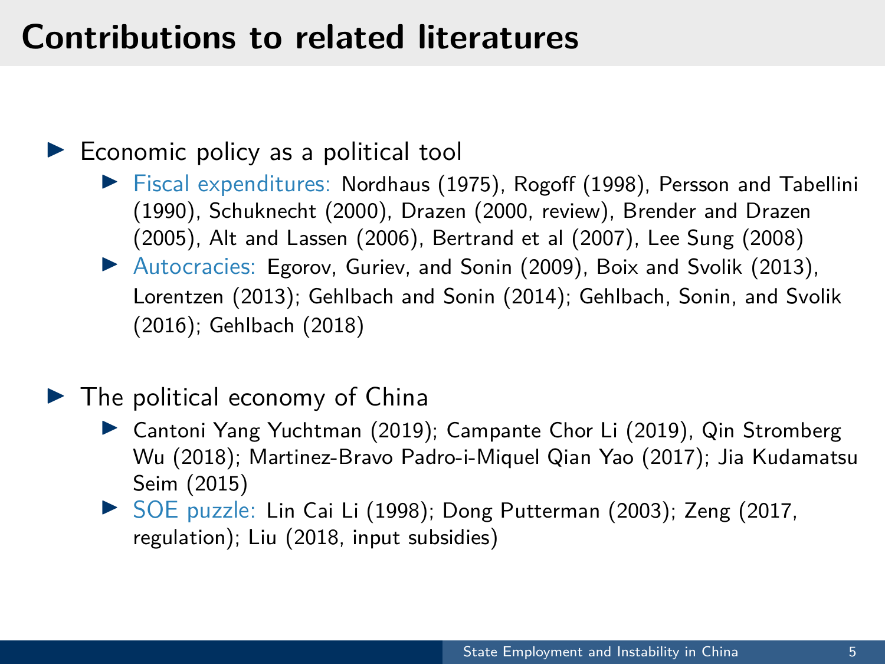# Contributions to related literatures

- Economic policy as a political tool
  - Fiscal expenditures: Nordhaus (1975), Rogoff (1998), Persson and Tabellini (1990), Schuknecht (2000), Drazen (2000, review), Brender and Drazen (2005), Alt and Lassen (2006), Bertrand et al (2007), Lee Sung (2008)
  - Autocracies: Egorov, Guriev, and Sonin (2009), Boix and Svolik (2013), Lorentzen (2013); Gehlbach and Sonin (2014); Gehlbach, Sonin, and Svolik (2016); Gehlbach (2018)
- The political economy of China
  - Cantoni Yang Yuchtman (2019); Campante Chor Li (2019), Qin Stromberg Wu (2018); Martinez-Bravo Padro-i-Miquel Qian Yao (2017); Jia Kudamatsu Seim (2015)
  - SOE puzzle: Lin Cai Li (1998); Dong Putterman (2003); Zeng (2017, regulation); Liu (2018, input subsidies)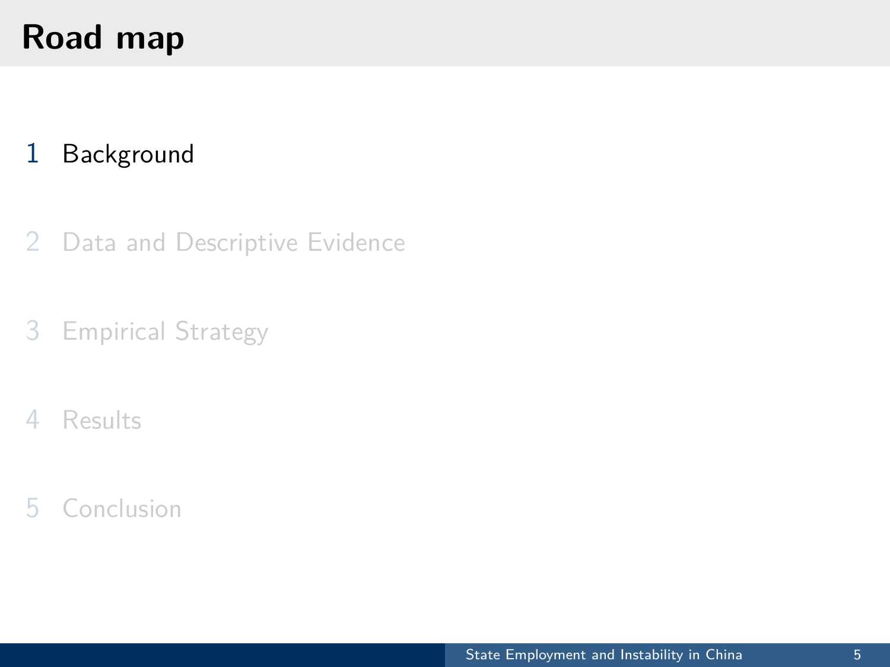# Road map

1. Background
2. Data and Descriptive Evidence
3. Empirical Strategy
4. Results
5. Conclusion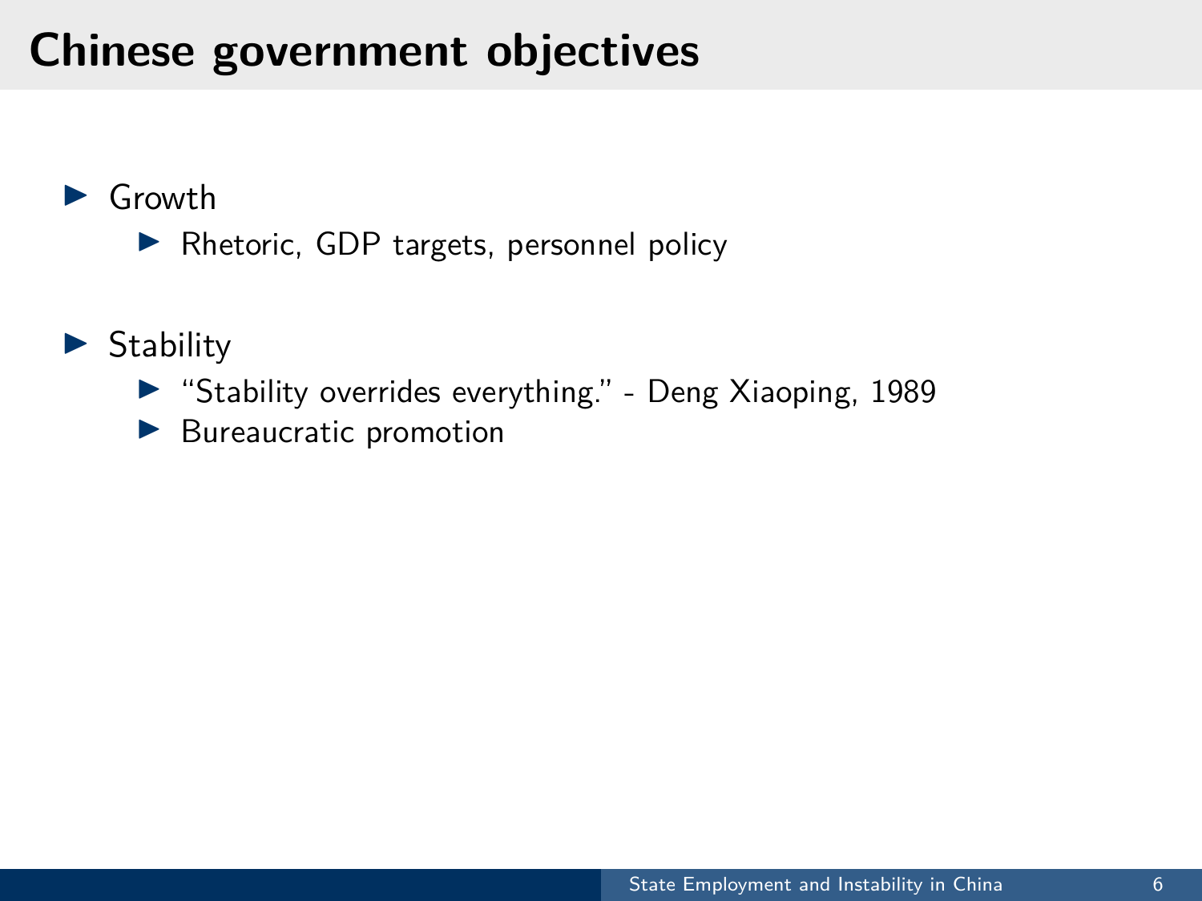# Chinese government objectives

- Growth
  - Rhetoric, GDP targets, personnel policy
- Stability
  - "Stability overrides everything." - Deng Xiaoping, 1989
  - Bureaucratic promotion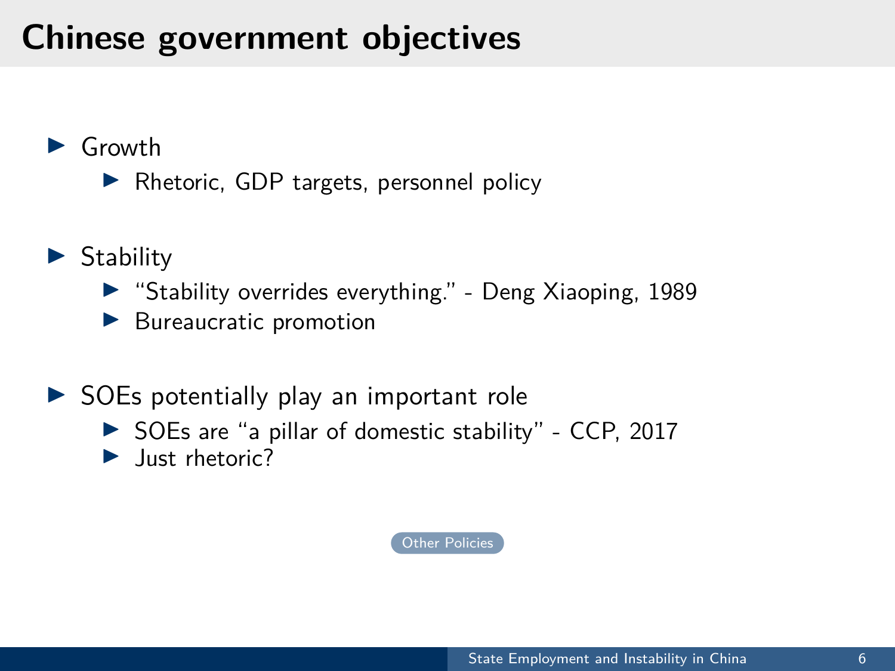# Chinese government objectives

- Growth
  - Rhetoric, GDP targets, personnel policy
- Stability
  - "Stability overrides everything." - Deng Xiaoping, 1989
  - Bureaucratic promotion
- SOEs potentially play an important role
  - SOEs are "a pillar of domestic stability" - CCP, 2017
  - Just rhetoric?

Other Policies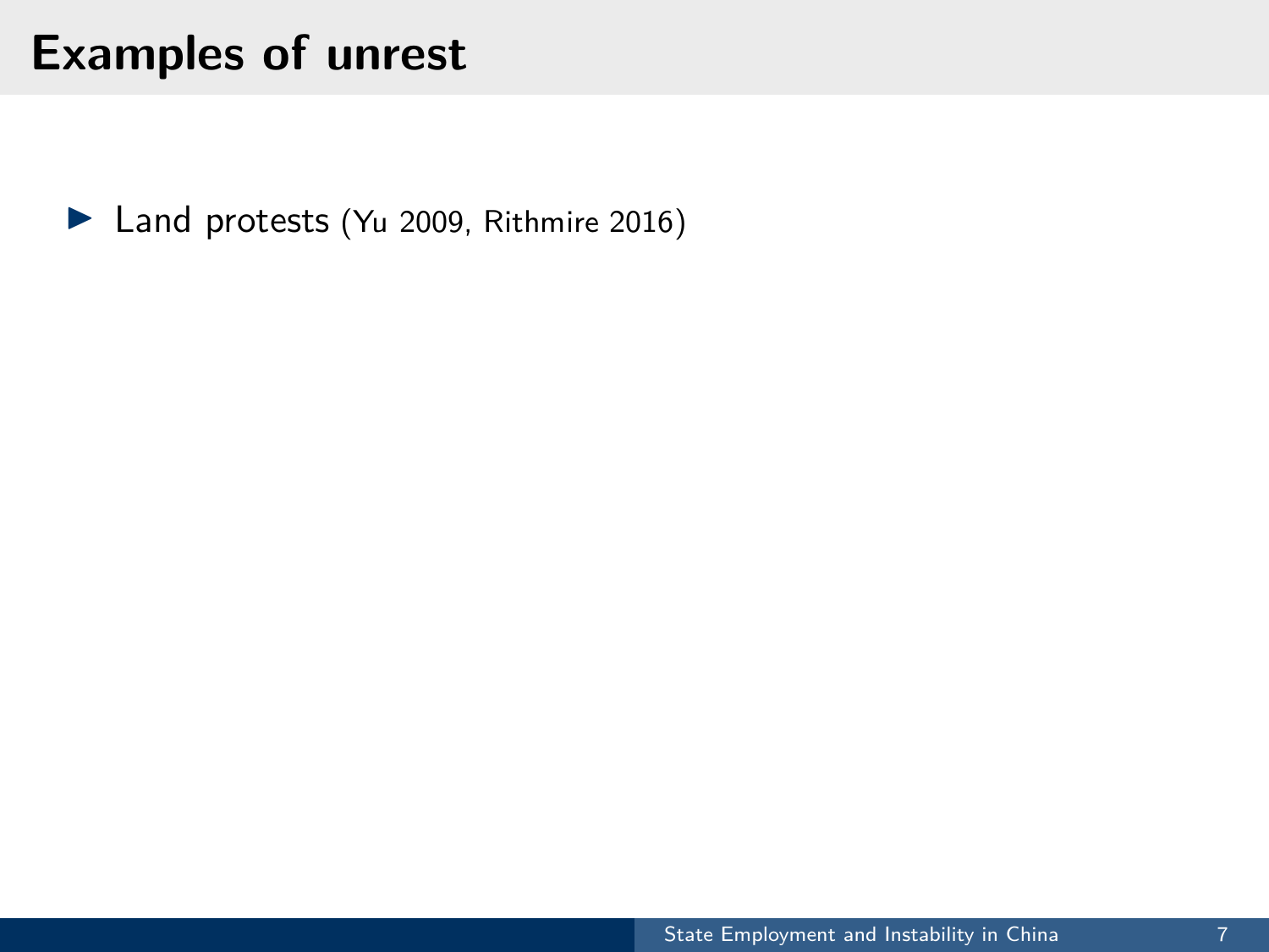# Examples of unrest

- Land protests (Yu 2009, Rithmire 2016)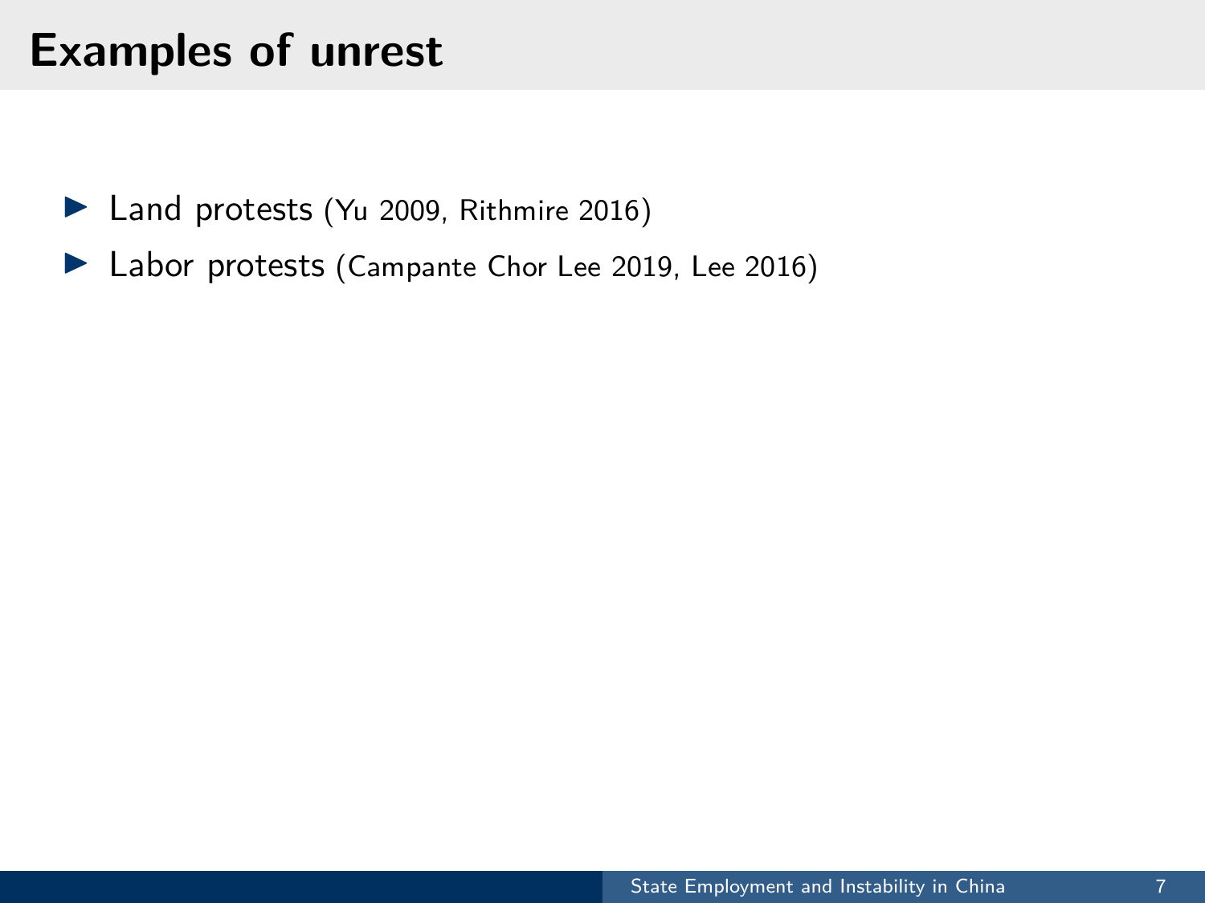# Examples of unrest

- Land protests (Yu 2009, Rithmire 2016)
- Labor protests (Campante Chor Lee 2019, Lee 2016)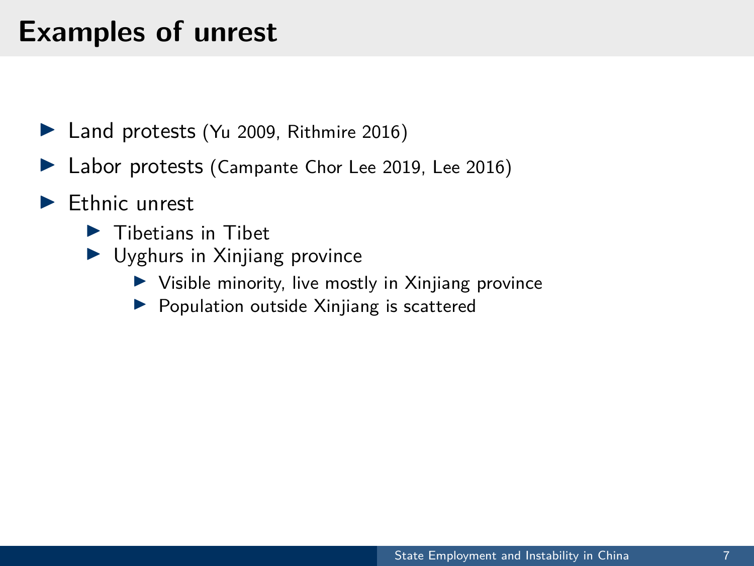# Examples of unrest

- Land protests (Yu 2009, Rithmire 2016)
- Labor protests (Campante Chor Lee 2019, Lee 2016)
- Ethnic unrest
  - Tibetians in Tibet
  - Uyghurs in Xinjiang province
    - Visible minority, live mostly in Xinjiang province
    - Population outside Xinjiang is scattered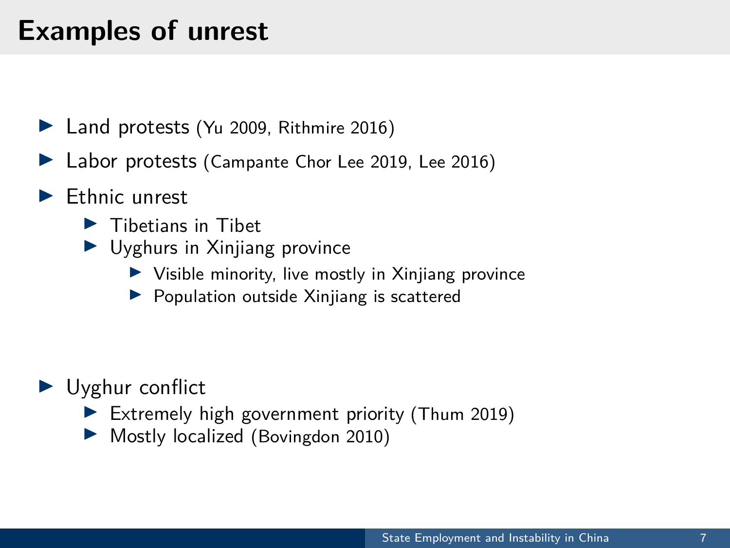# Examples of unrest

- Land protests (Yu 2009, Rithmire 2016)
- Labor protests (Campante Chor Lee 2019, Lee 2016)
- Ethnic unrest
  - Tibetians in Tibet
  - Uyghurs in Xinjiang province
    - Visible minority, live mostly in Xinjiang province
    - Population outside Xinjiang is scattered

- Uyghur conflict
  - Extremely high government priority (Thum 2019)
  - Mostly localized (Bovingdon 2010)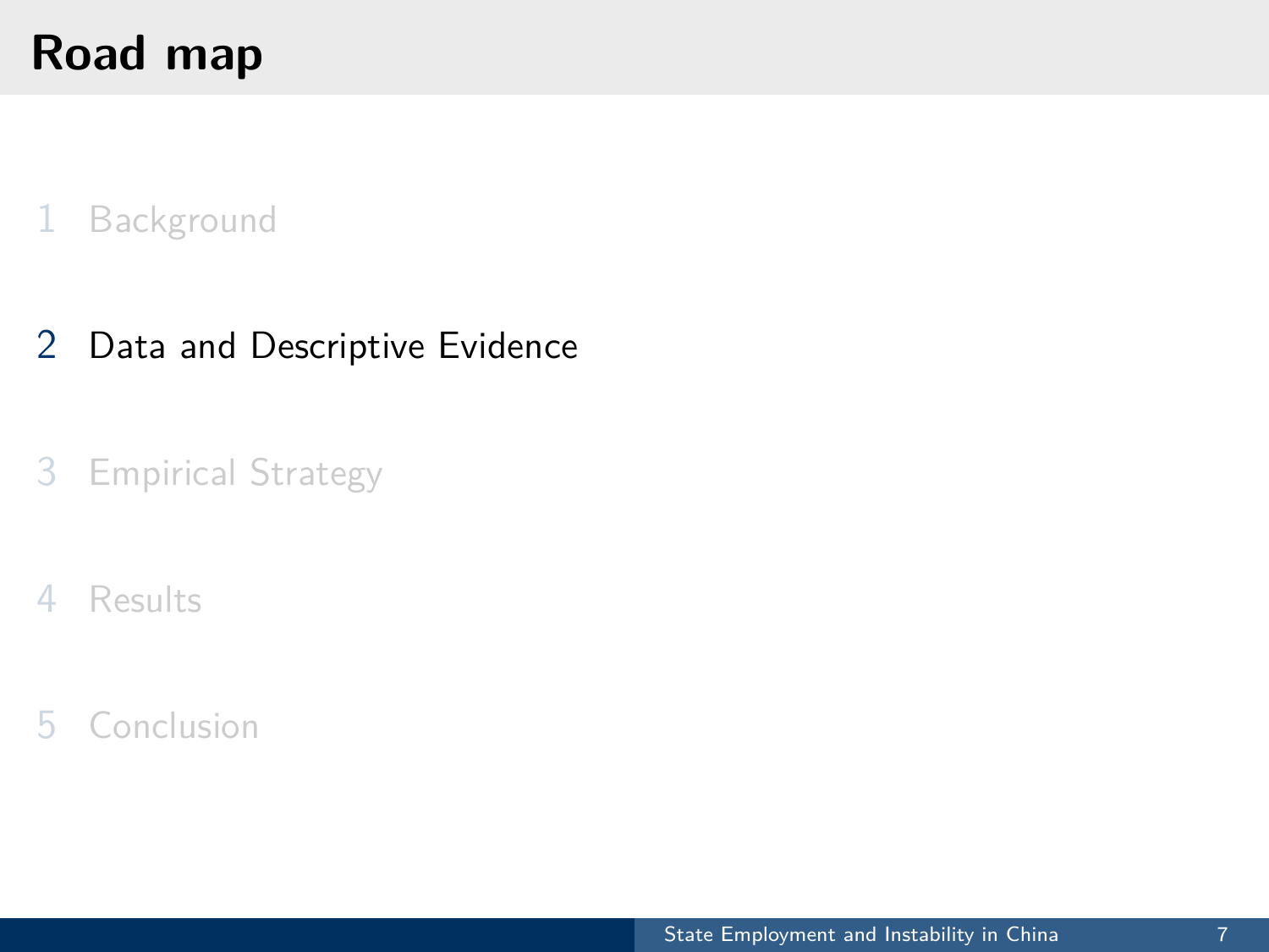# Road map

1. Background
2. Data and Descriptive Evidence
3. Empirical Strategy
4. Results
5. Conclusion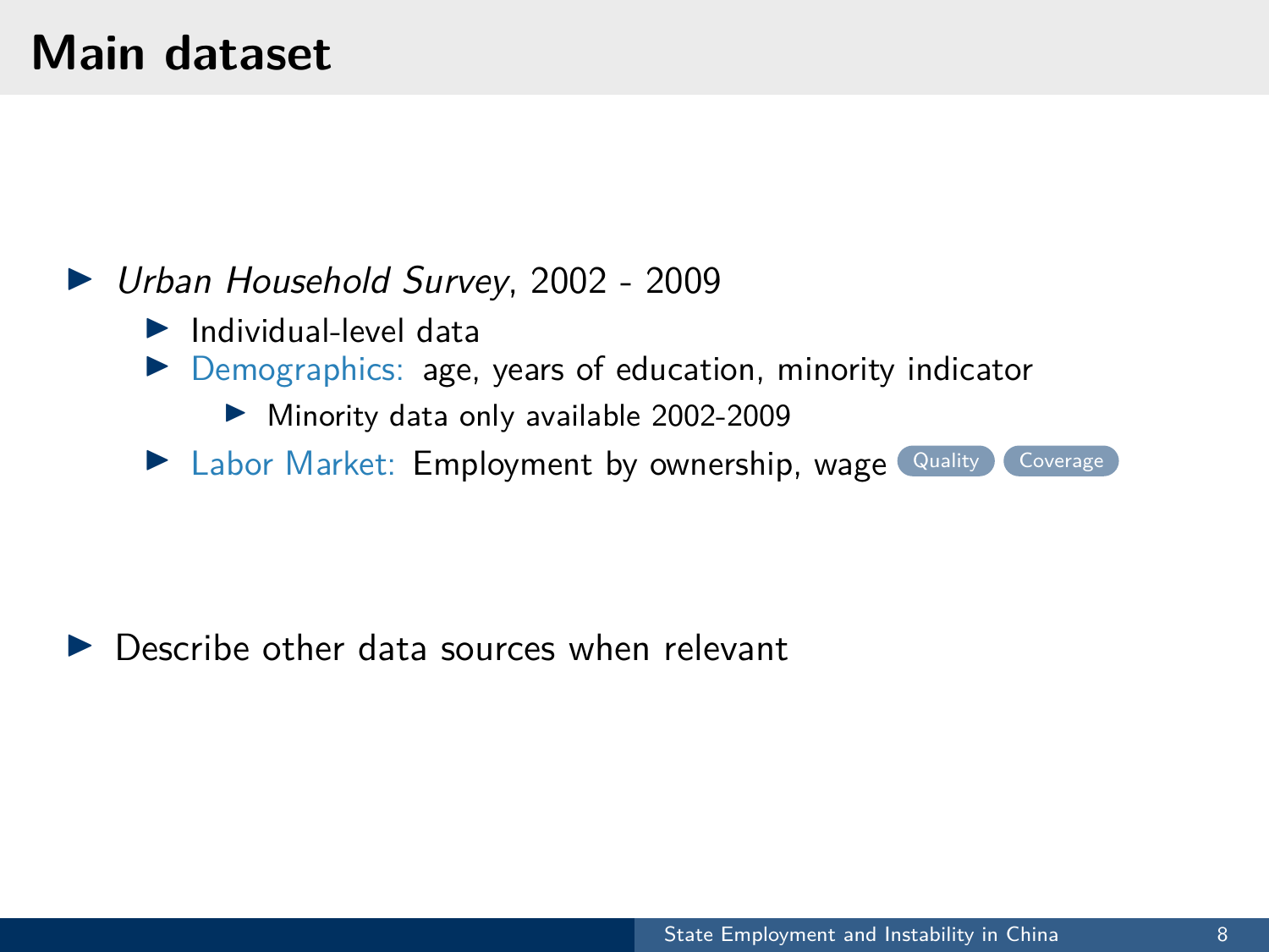# Main dataset

- *Urban Household Survey*, 2002 - 2009
  - Individual-level data
  - Demographics: age, years of education, minority indicator
    - Minority data only available 2002-2009
  - Labor Market: Employment by ownership, wage Quality Coverage
- Describe other data sources when relevant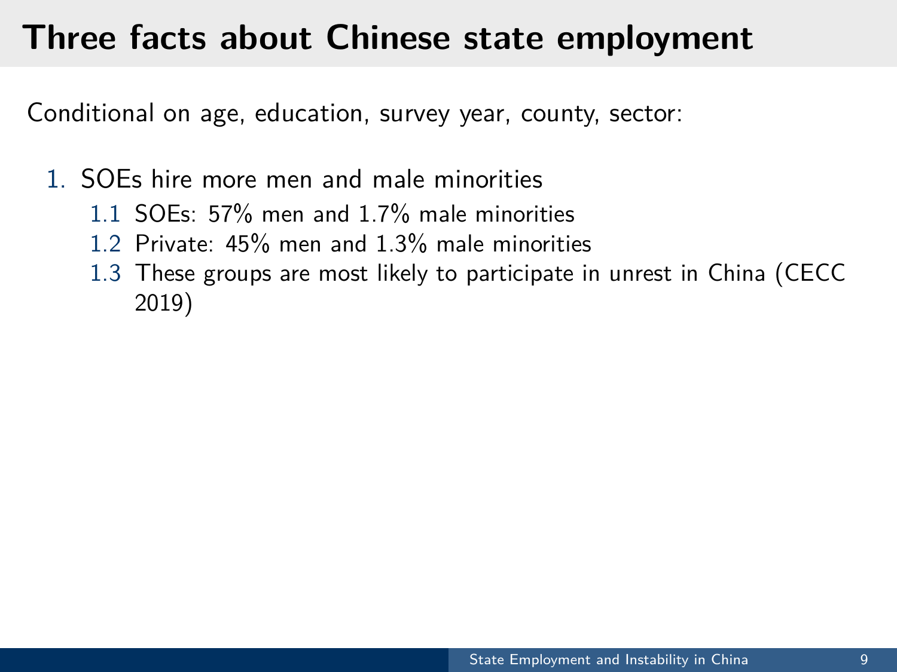# Three facts about Chinese state employment

Conditional on age, education, survey year, county, sector:

1. SOEs hire more men and male minorities
    1.1 SOEs: 57% men and 1.7% male minorities
    1.2 Private: 45% men and 1.3% male minorities
    1.3 These groups are most likely to participate in unrest in China (CECC 2019)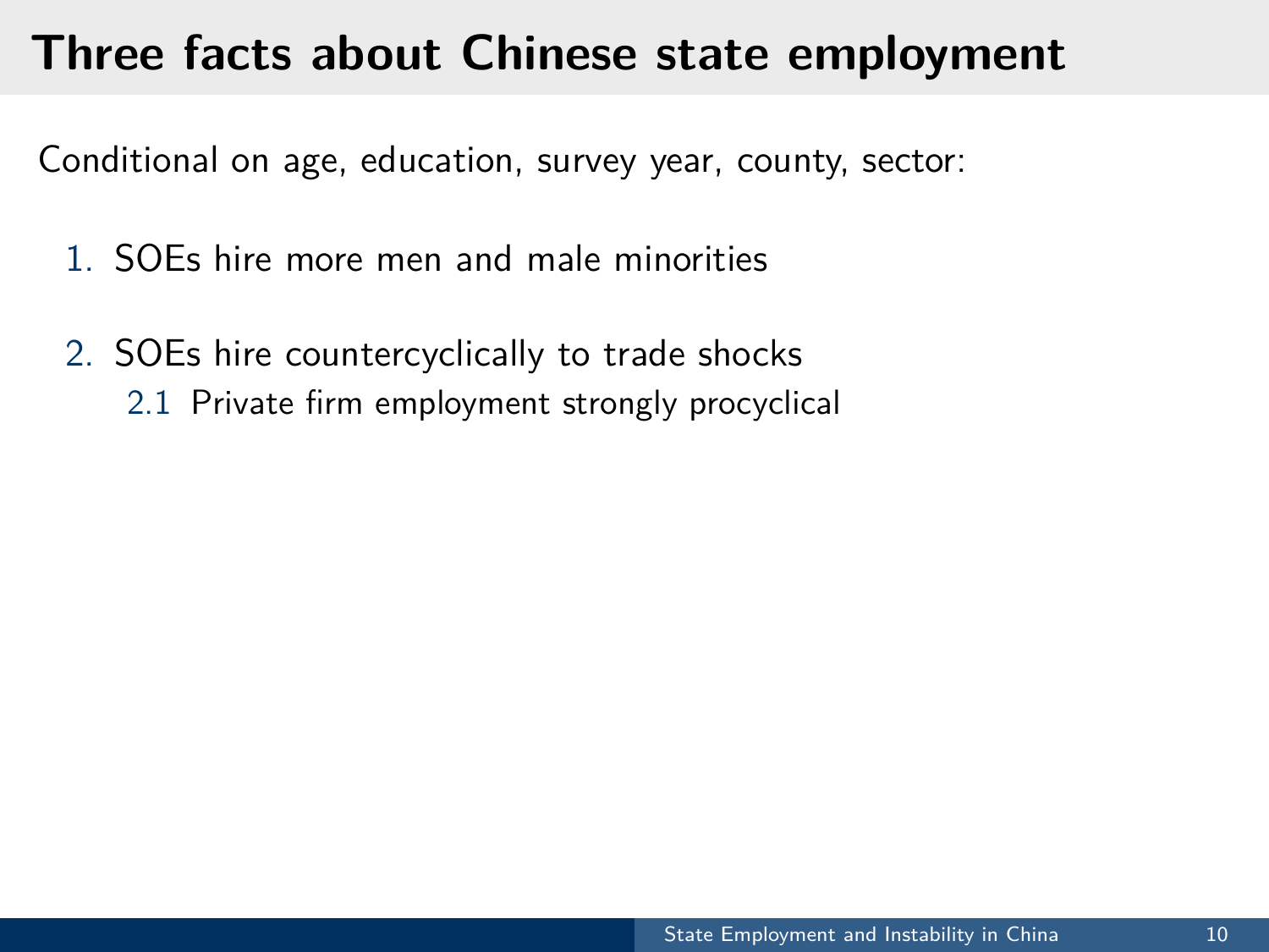# Three facts about Chinese state employment

Conditional on age, education, survey year, county, sector:

1. SOEs hire more men and male minorities
2. SOEs hire countercyclically to trade shocks
   - 2.1 Private firm employment strongly procyclical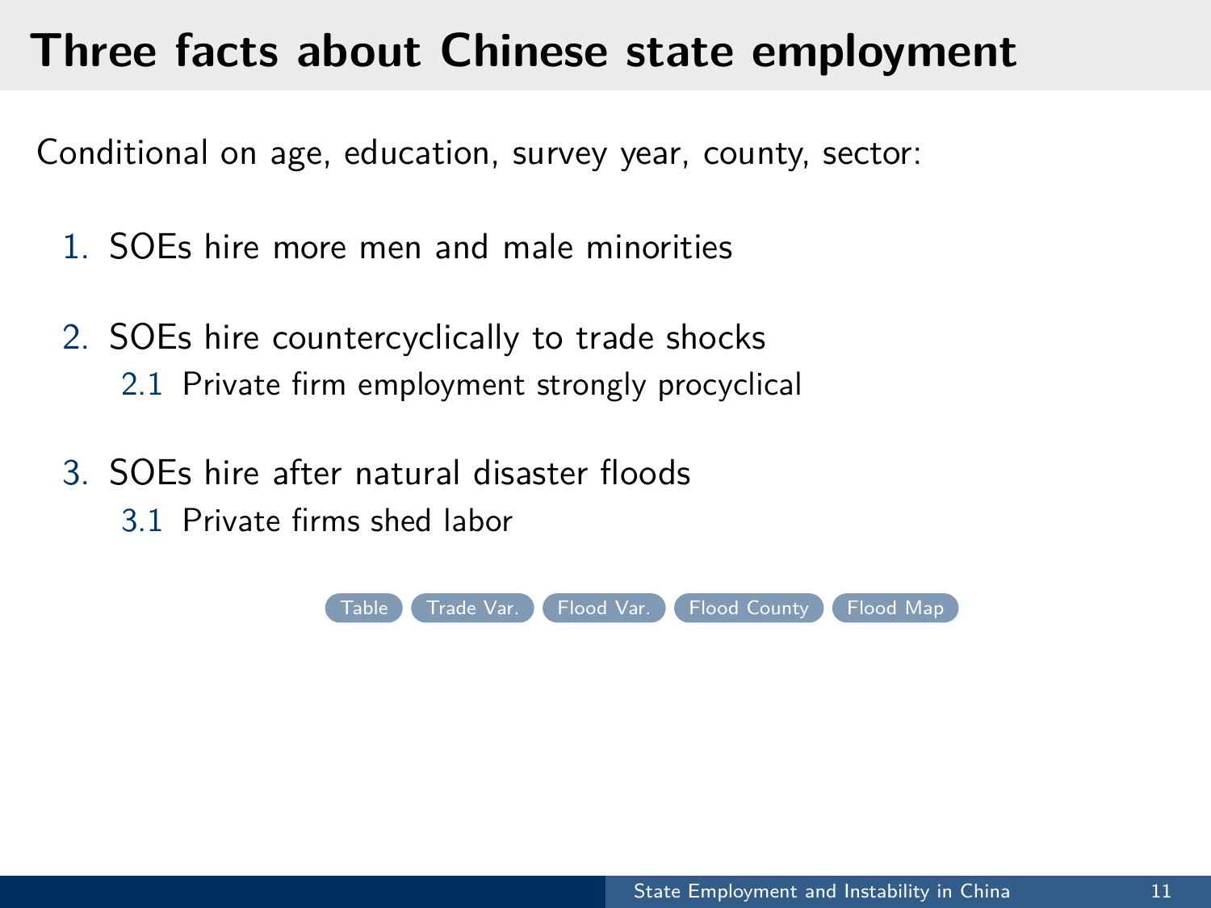# Three facts about Chinese state employment

Conditional on age, education, survey year, county, sector:

1. SOEs hire more men and male minorities
2. SOEs hire countercyclically to trade shocks
    2.1 Private firm employment strongly procyclical
3. SOEs hire after natural disaster floods
    3.1 Private firms shed labor

Table | Trade Var. | Flood Var. | Flood County | Flood Map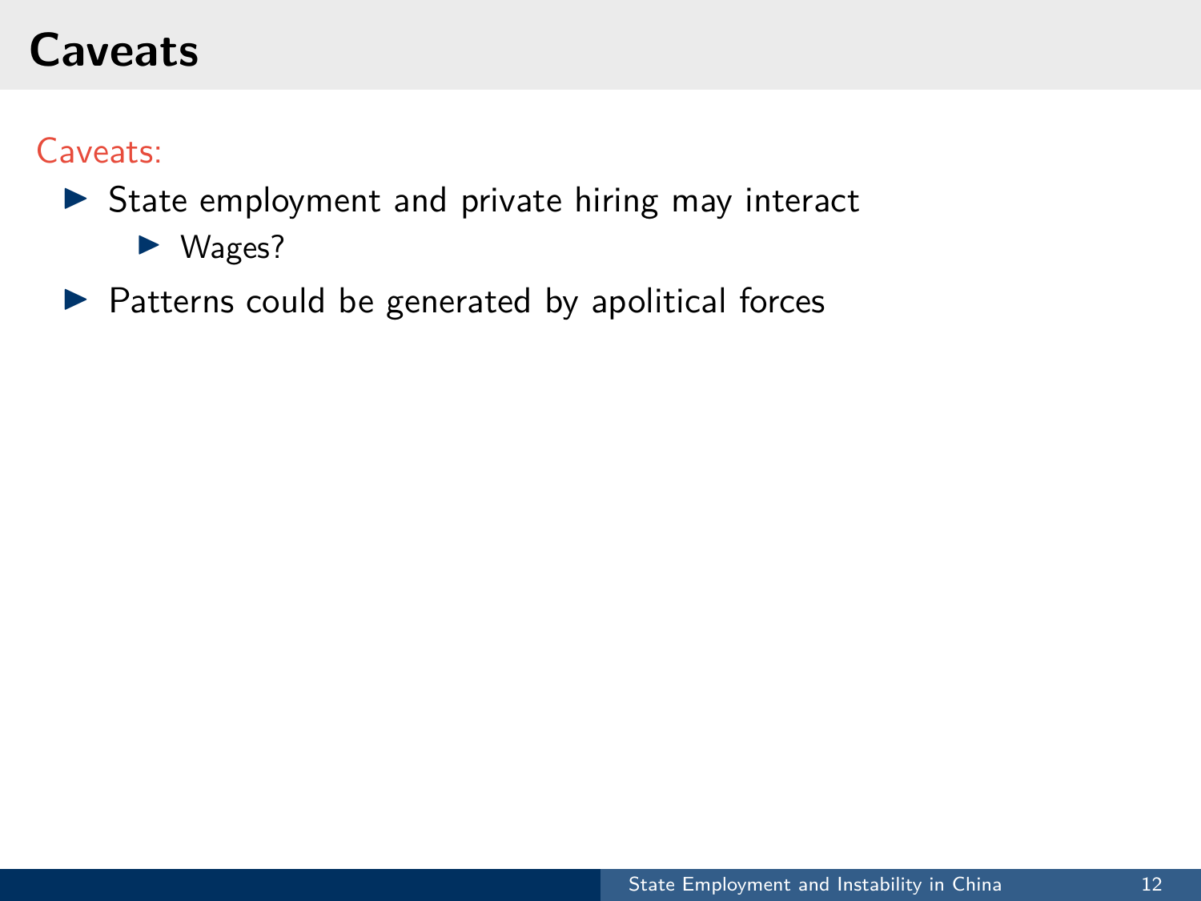# Caveats

Caveats:

- State employment and private hiring may interact
  - Wages?
- Patterns could be generated by apolitical forces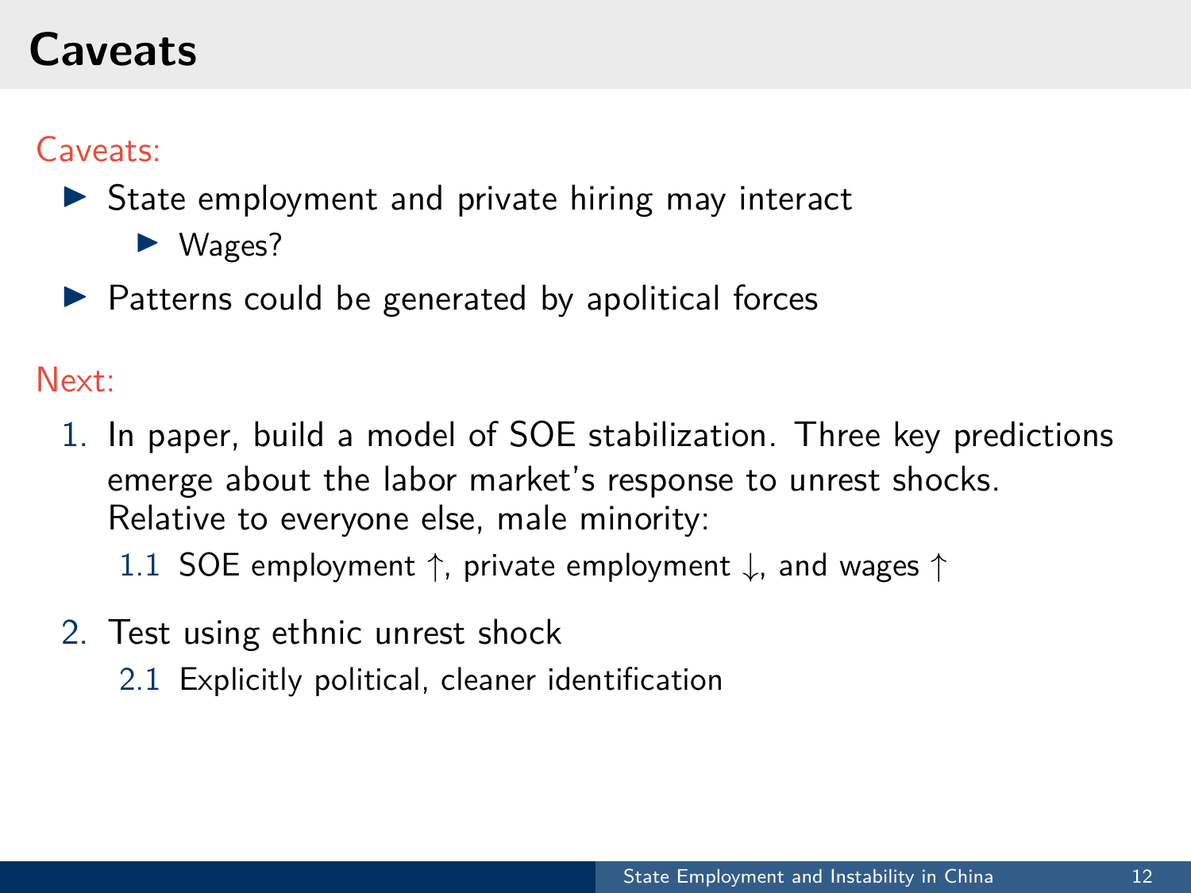# Caveats

Caveats:

- State employment and private hiring may interact
  - Wages?
- Patterns could be generated by apolitical forces

Next:

1. In paper, build a model of SOE stabilization. Three key predictions emerge about the labor market's response to unrest shocks. Relative to everyone else, male minority:
   1.1 SOE employment ↑, private employment ↓, and wages ↑
2. Test using ethnic unrest shock
   2.1 Explicitly political, cleaner identification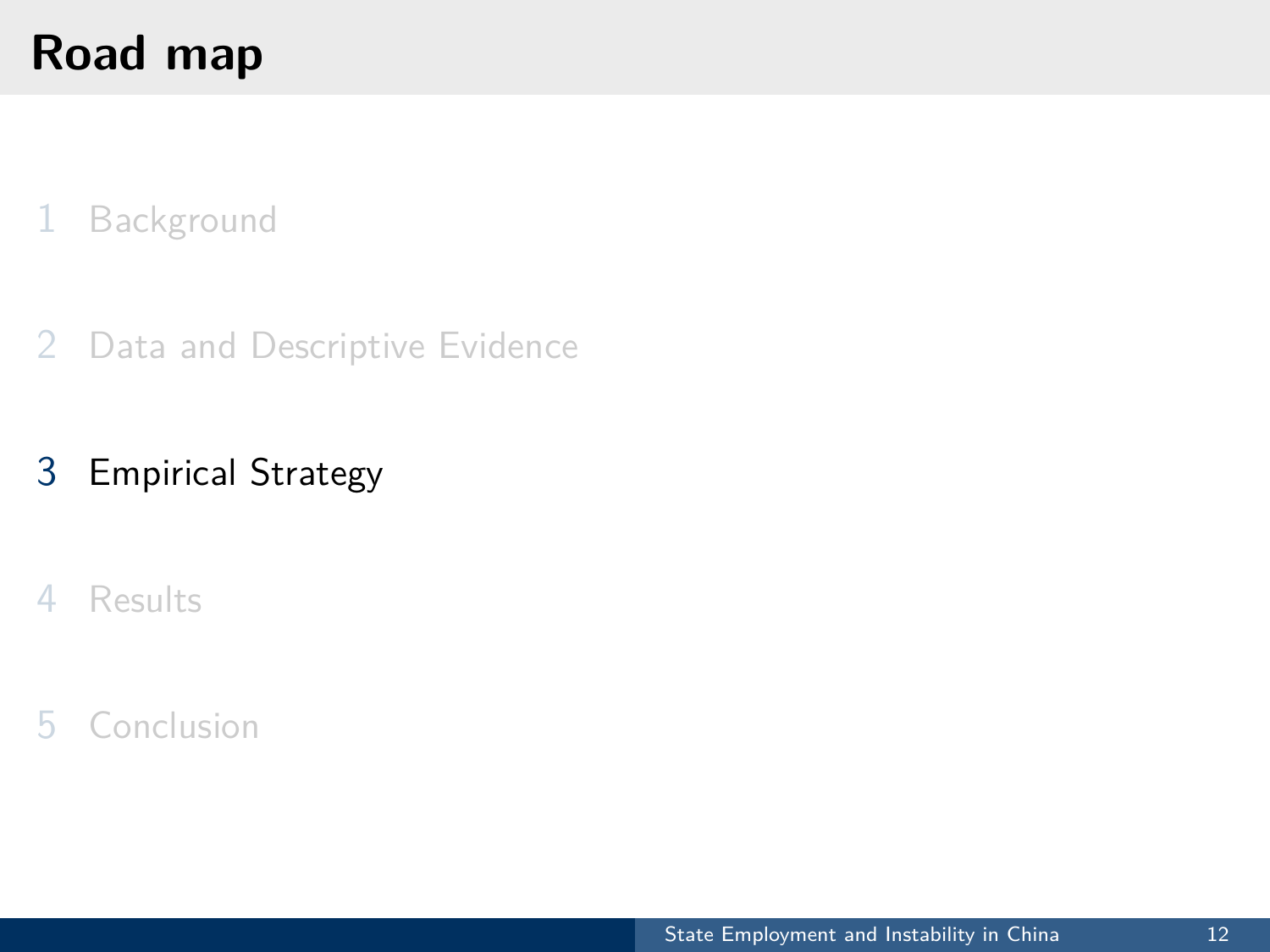# Road map

1 Background

2 Data and Descriptive Evidence

3 Empirical Strategy

4 Results

5 Conclusion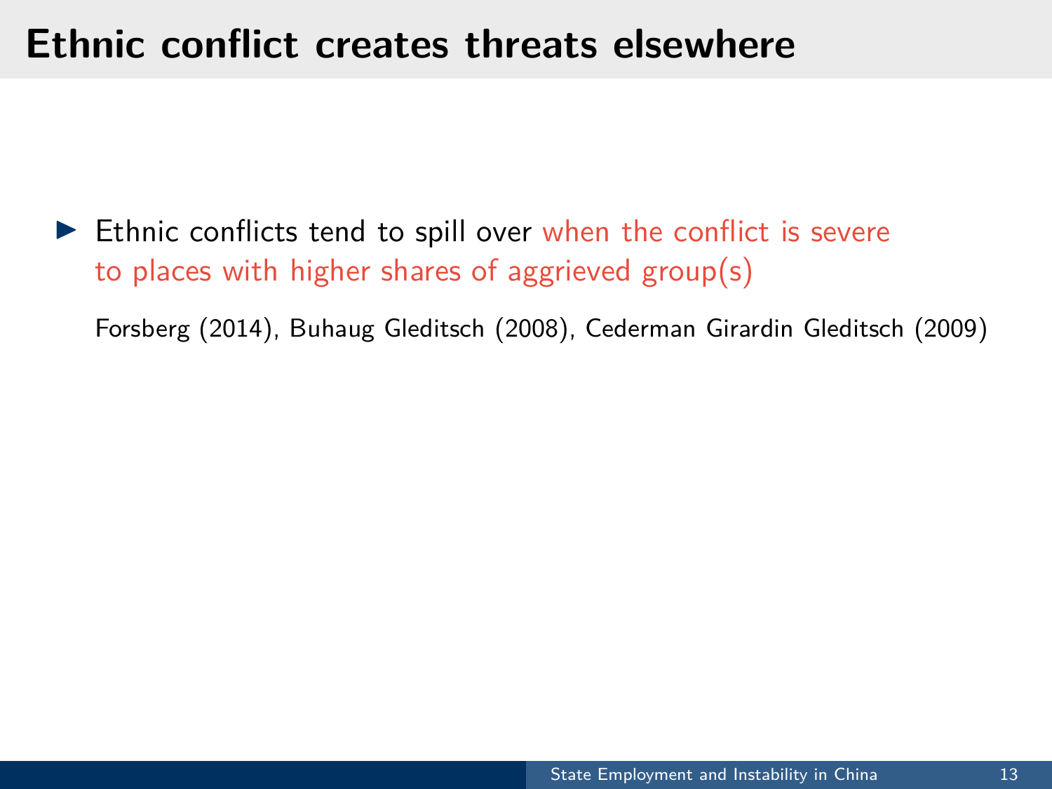# Ethnic conflict creates threats elsewhere

- Ethnic conflicts tend to spill over when the conflict is severe to places with higher shares of aggrieved group(s)

  Forsberg (2014), Buhaug Gleditsch (2008), Cederman Girardin Gleditsch (2009)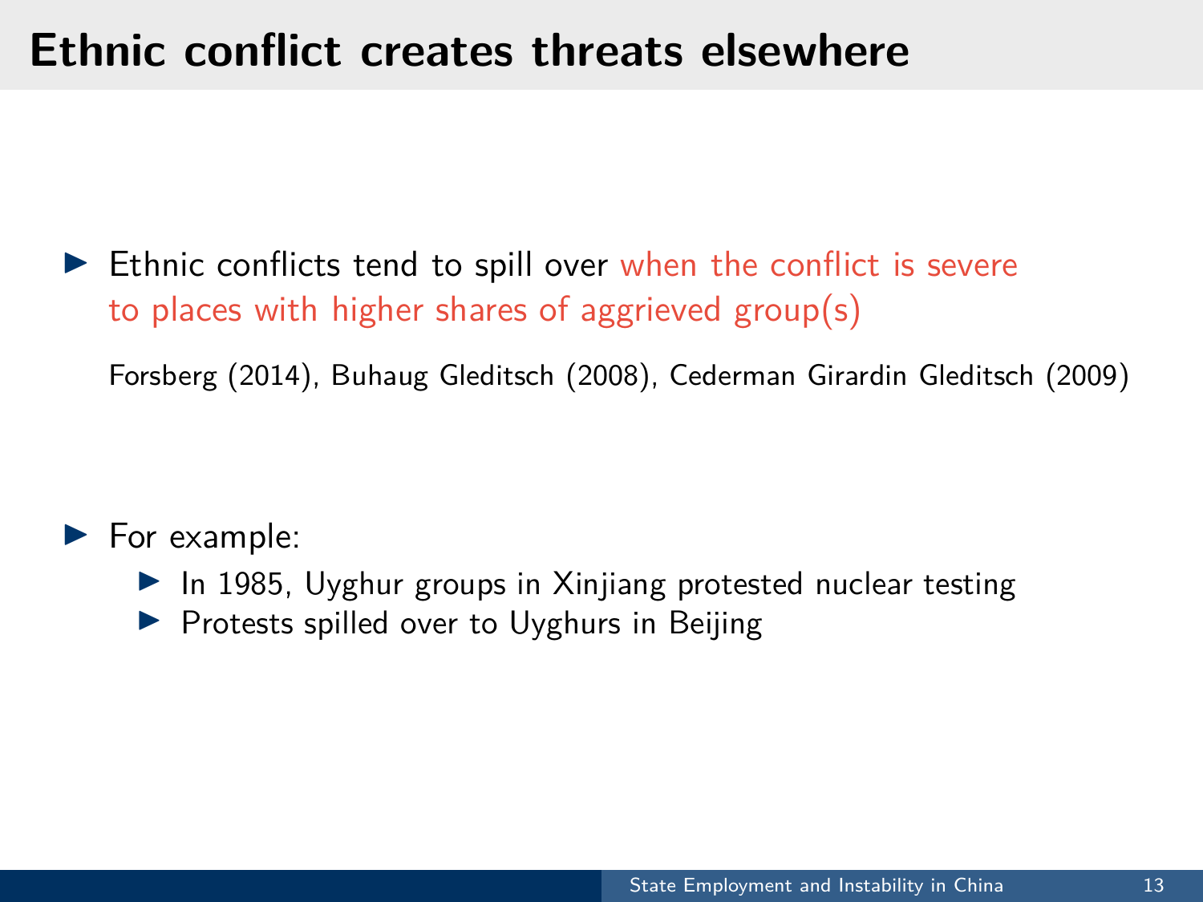# Ethnic conflict creates threats elsewhere

- Ethnic conflicts tend to spill over when the conflict is severe to places with higher shares of aggrieved group(s)

  Forsberg (2014), Buhaug Gleditsch (2008), Cederman Girardin Gleditsch (2009)

- For example:
  - In 1985, Uyghur groups in Xinjiang protested nuclear testing
  - Protests spilled over to Uyghurs in Beijing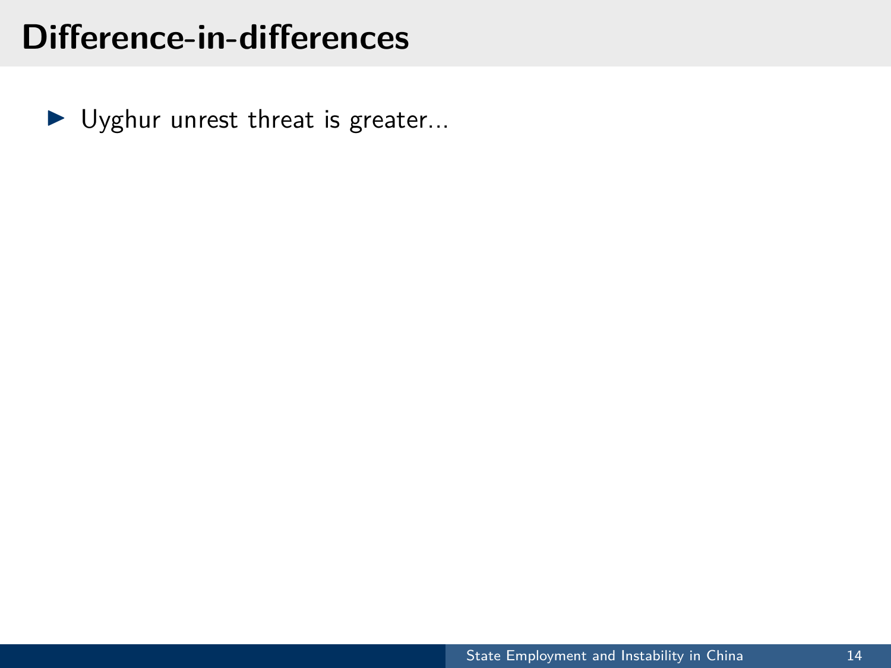# Difference-in-differences

- Uyghur unrest threat is greater...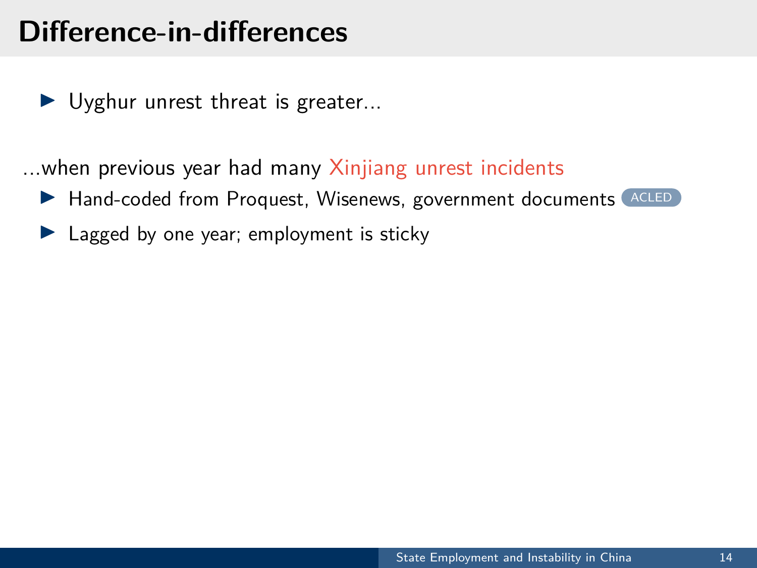# Difference-in-differences

- Uyghur unrest threat is greater...

...when previous year had many Xinjiang unrest incidents

- Hand-coded from Proquest, Wisenews, government documents ACLED
- Lagged by one year; employment is sticky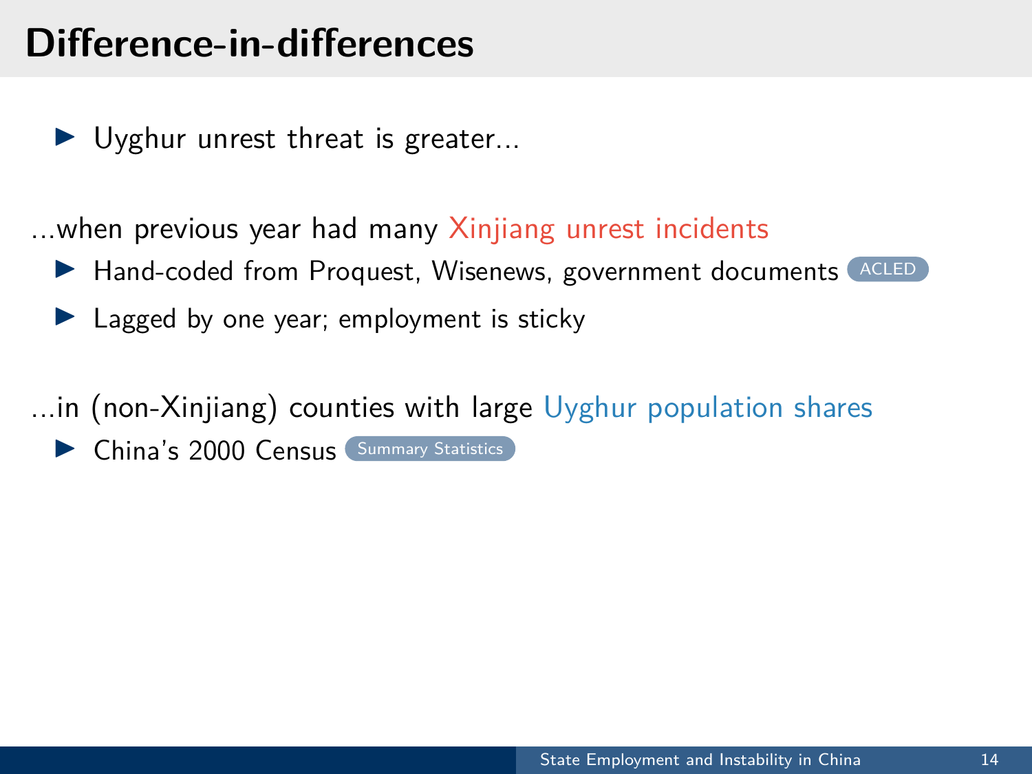# Difference-in-differences

- Uyghur unrest threat is greater...

...when previous year had many Xinjiang unrest incidents

- Hand-coded from Proquest, Wisenews, government documents ACLED
- Lagged by one year; employment is sticky

...in (non-Xinjiang) counties with large Uyghur population shares

- China's 2000 Census Summary Statistics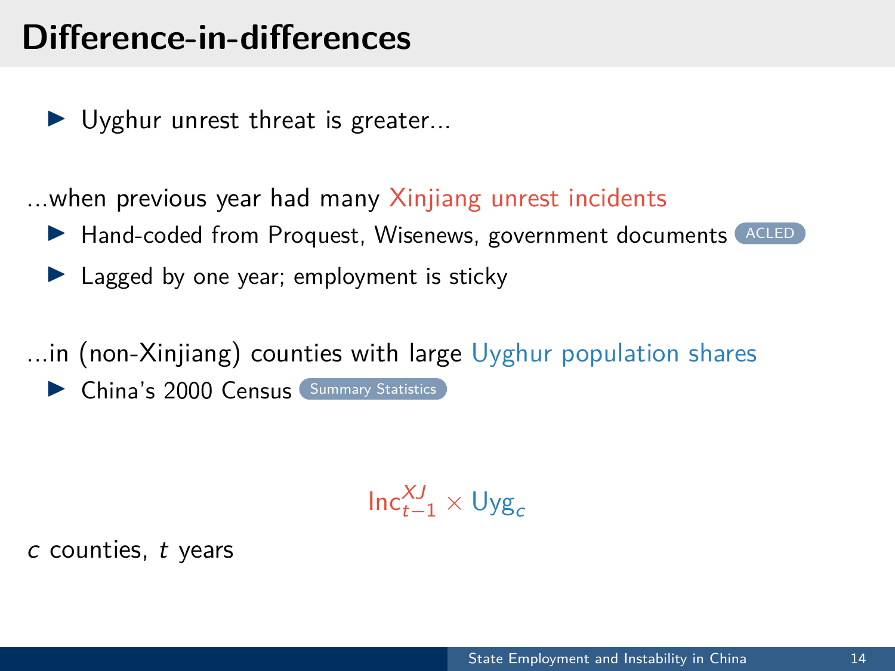# Difference-in-differences

- Uyghur unrest threat is greater...

...when previous year had many Xinjiang unrest incidents

- Hand-coded from Proquest, Wisenews, government documents ACLED
- Lagged by one year; employment is sticky

...in (non-Xinjiang) counties with large Uyghur population shares

- China's 2000 Census Summary Statistics

$$\text{Inc}_{t-1}^{XJ} \times \text{Uyg}_c$$

$c$ counties, $t$ years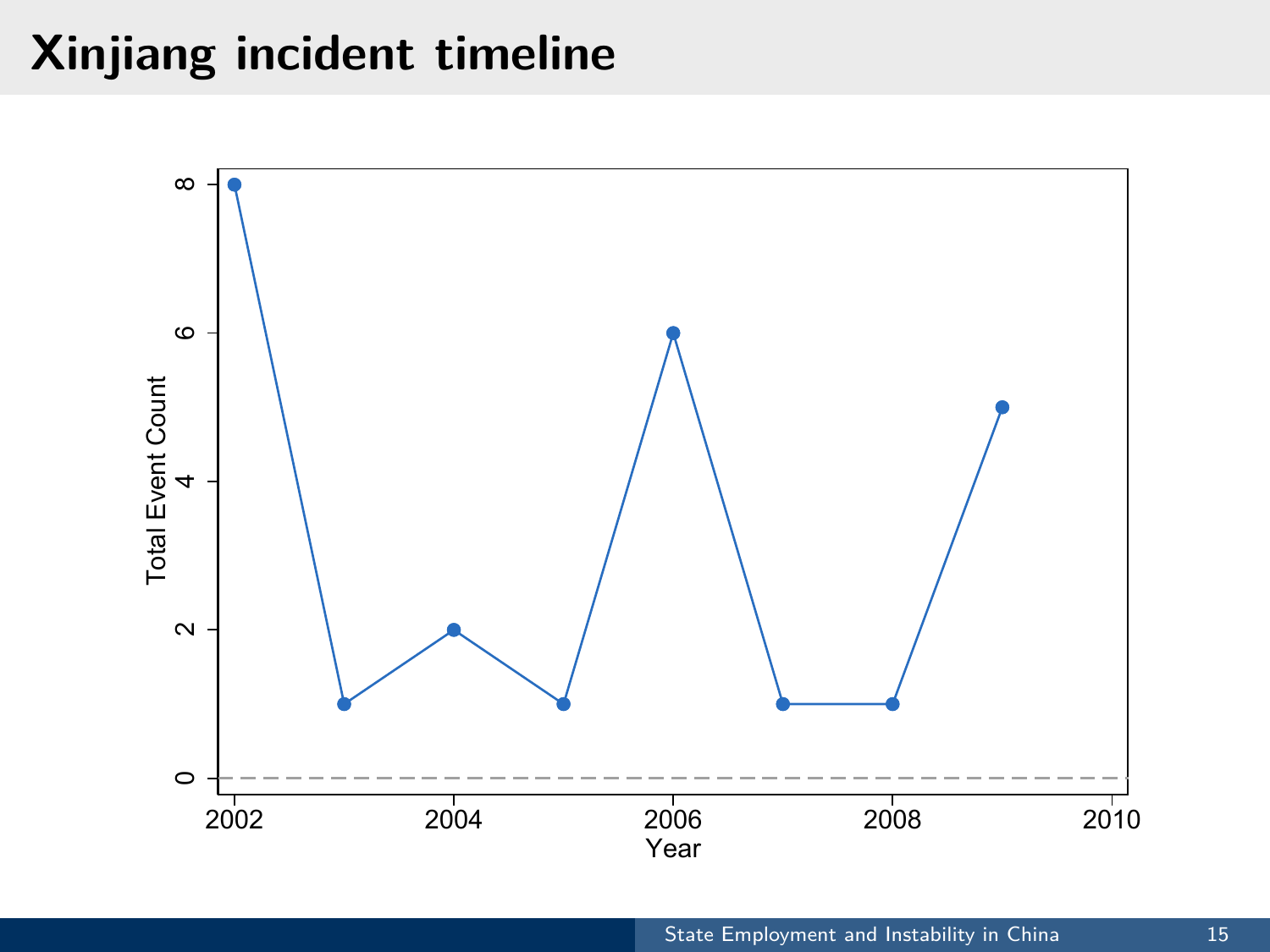# Xinjiang incident timeline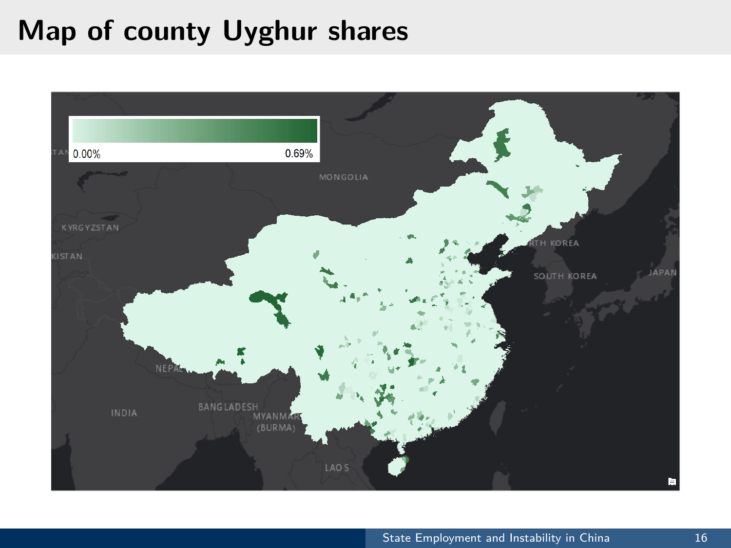# Map of county Uyghur shares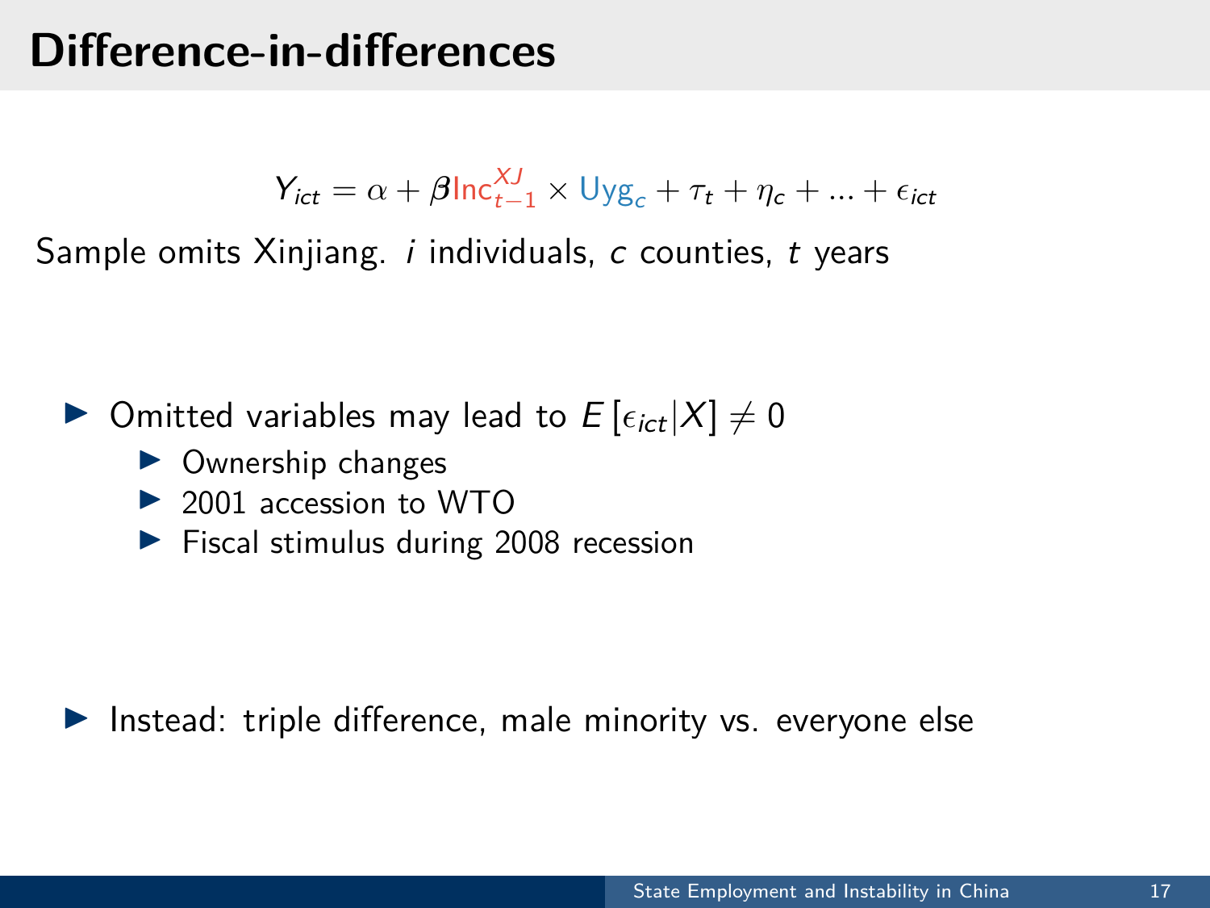# Difference-in-differences

$$Y_{ict} = \alpha + \beta \text{Inc}_{t-1}^{XJ} \times \text{Uyg}_c + \tau_t + \eta_c + ... + \epsilon_{ict}$$

Sample omits Xinjiang. $i$ individuals, $c$ counties, $t$ years

- Omitted variables may lead to $E[\epsilon_{ict}|X] \neq 0$
  - Ownership changes
  - 2001 accession to WTO
  - Fiscal stimulus during 2008 recession

- Instead: triple difference, male minority vs. everyone else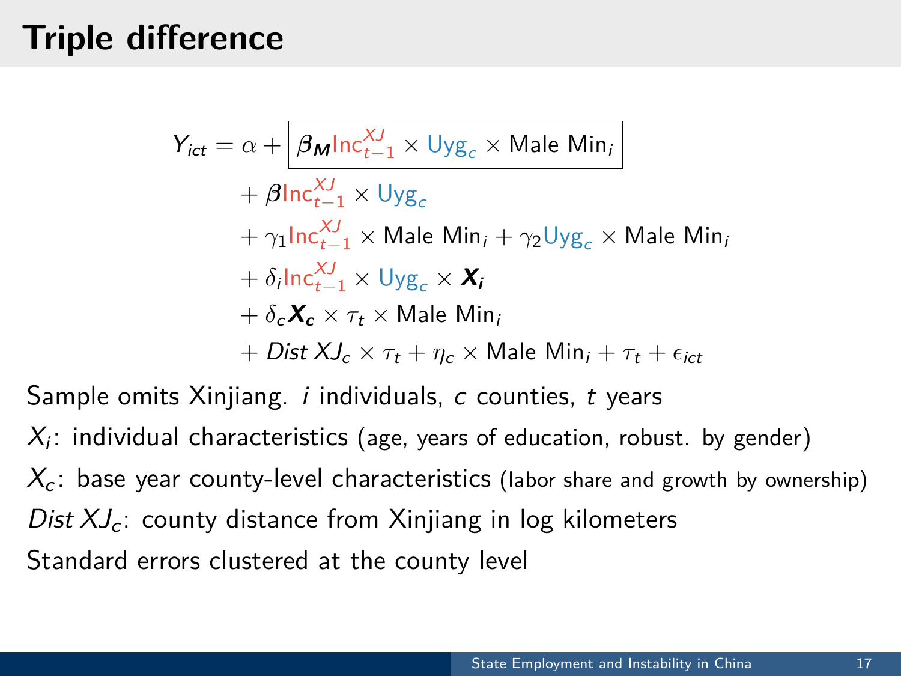# Triple difference

$$
\begin{aligned}
Y_{ict} = \alpha + & \boxed{\boldsymbol{\beta_M} \text{Inc}^{XJ}_{t-1} \times \text{Uyg}_c \times \text{Male Min}_i} \\
& + \boldsymbol{\beta} \text{Inc}^{XJ}_{t-1} \times \text{Uyg}_c \\
& + \gamma_1 \text{Inc}^{XJ}_{t-1} \times \text{Male Min}_i + \gamma_2 \text{Uyg}_c \times \text{Male Min}_i \\
& + \delta_i \text{Inc}^{XJ}_{t-1} \times \text{Uyg}_c \times \boldsymbol{X_i} \\
& + \delta_c \boldsymbol{X_c} \times \tau_t \times \text{Male Min}_i \\
& + \mathit{Dist}\, XJ_c \times \tau_t + \eta_c \times \text{Male Min}_i + \tau_t + \epsilon_{ict}
\end{aligned}
$$

Sample omits Xinjiang. $i$ individuals, $c$ counties, $t$ years

$X_i$: individual characteristics (age, years of education, robust. by gender)

$X_c$: base year county-level characteristics (labor share and growth by ownership)

$\mathit{Dist}\, XJ_c$: county distance from Xinjiang in log kilometers

Standard errors clustered at the county level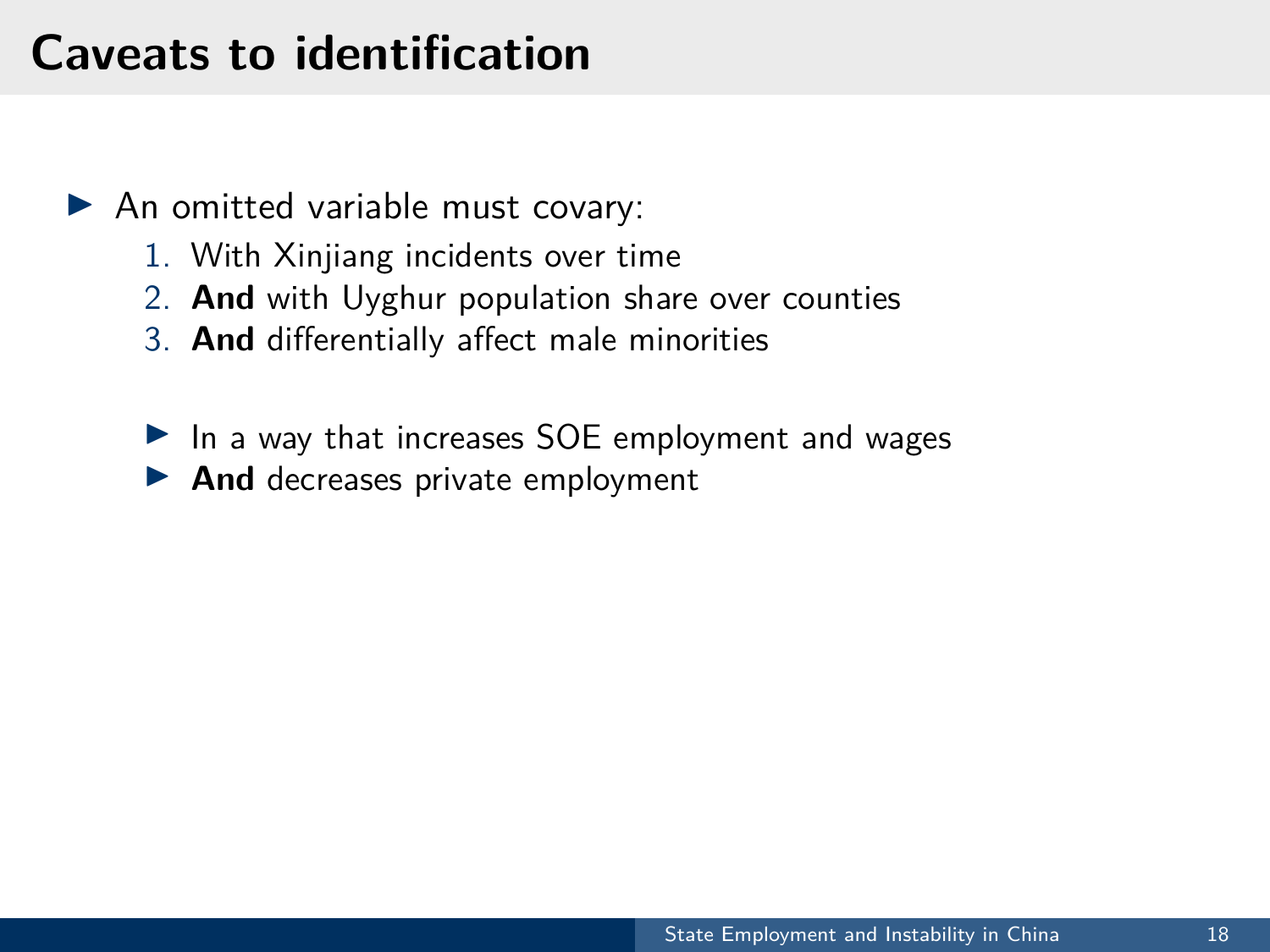# Caveats to identification

- An omitted variable must covary:
  1. With Xinjiang incidents over time
  2. **And** with Uyghur population share over counties
  3. **And** differentially affect male minorities

  - In a way that increases SOE employment and wages
  - **And** decreases private employment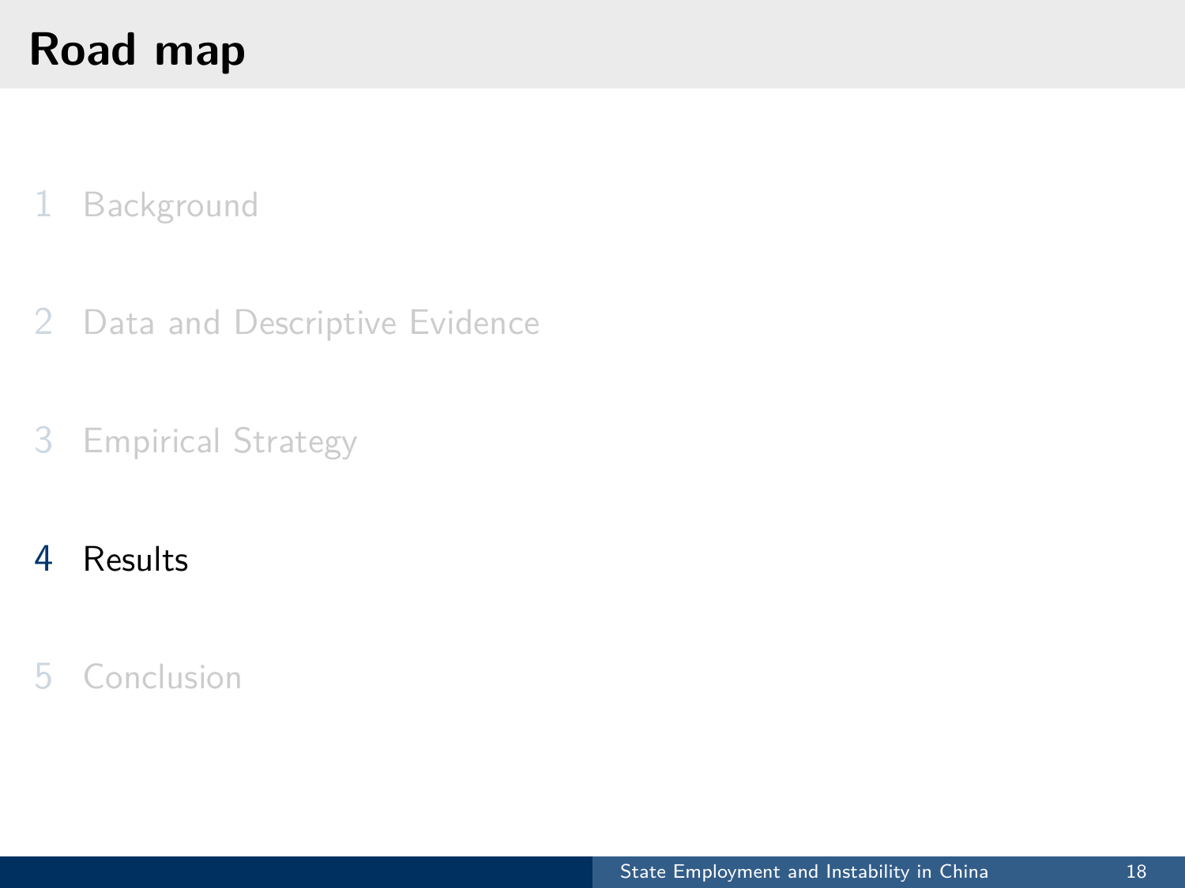# Road map

1. Background
2. Data and Descriptive Evidence
3. Empirical Strategy
4. **Results**
5. Conclusion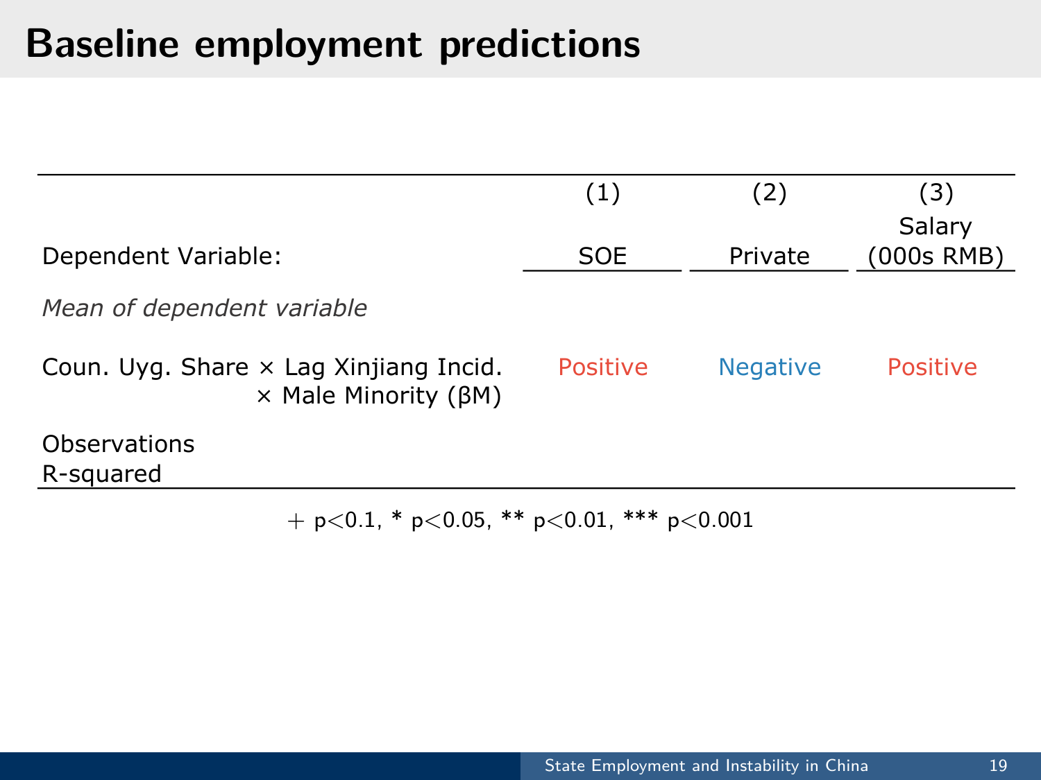# Baseline employment predictions

| | (1) | (2) | (3) |
|---|---|---|---|
| Dependent Variable: | SOE | Private | Salary (000s RMB) |
| *Mean of dependent variable* | | | |
| Coun. Uyg. Share × Lag Xinjiang Incid. × Male Minority (βM) | Positive | Negative | Positive |
| Observations | | | |
| R-squared | | | |

+ $p<0.1$, * $p<0.05$, ** $p<0.01$, *** $p<0.001$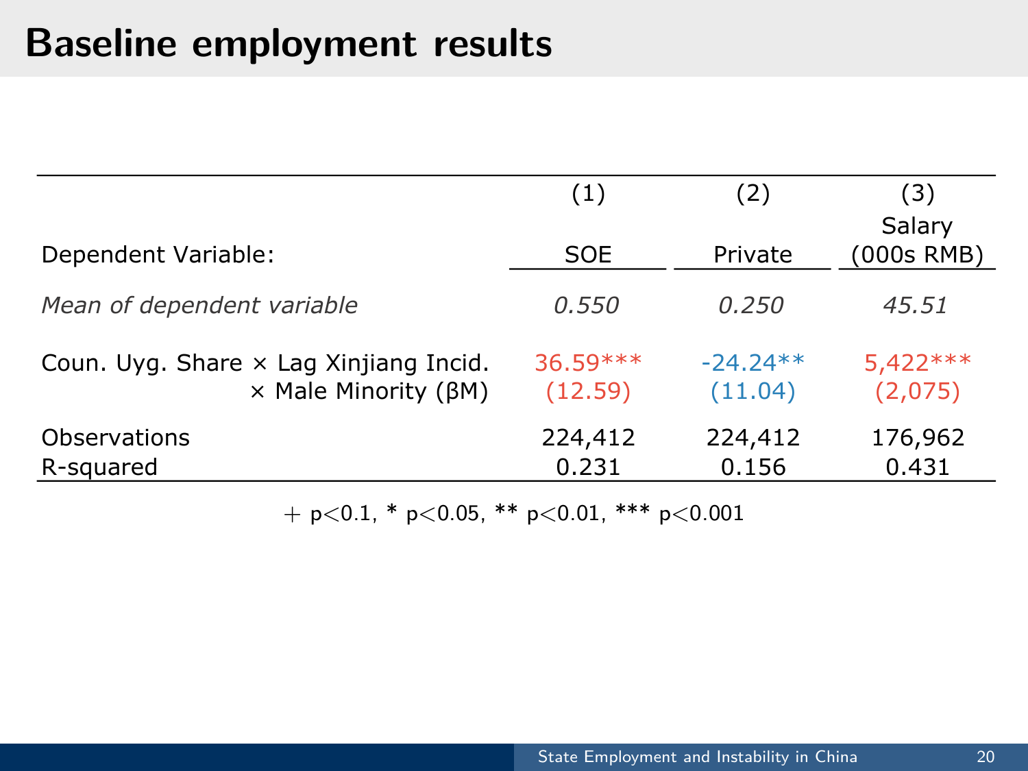# Baseline employment results

| | (1) | (2) | (3) |
|---|---|---|---|
| Dependent Variable: | SOE | Private | Salary (000s RMB) |
| *Mean of dependent variable* | *0.550* | *0.250* | *45.51* |
| Coun. Uyg. Share × Lag Xinjiang Incid. × Male Minority (βM) | 36.59*** | -24.24** | 5,422*** |
| | (12.59) | (11.04) | (2,075) |
| Observations | 224,412 | 224,412 | 176,962 |
| R-squared | 0.231 | 0.156 | 0.431 |

+ $p<0.1$, * $p<0.05$, ** $p<0.01$, *** $p<0.001$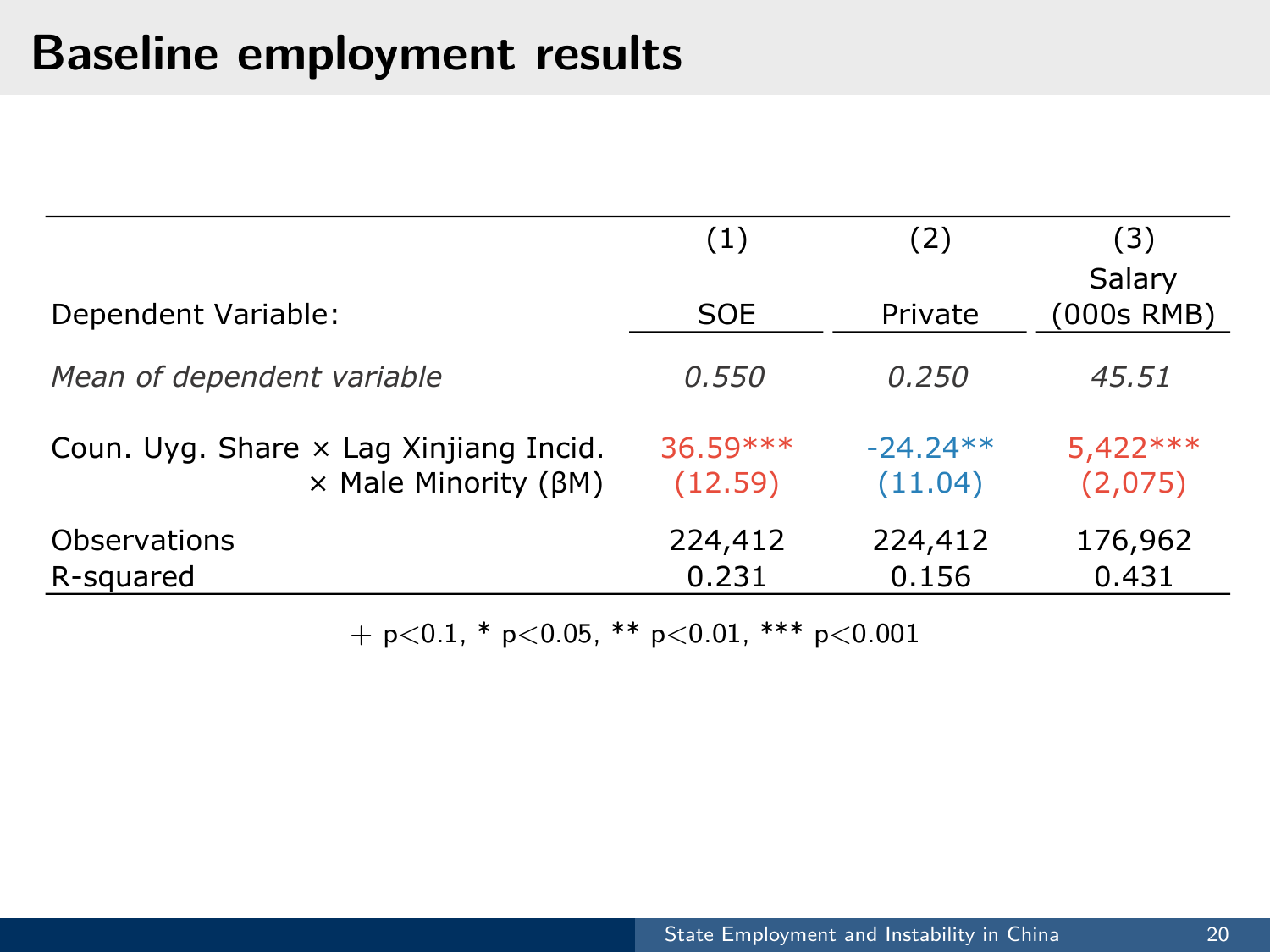# Baseline employment results

| | (1) | (2) | (3) |
|---|---|---|---|
| Dependent Variable: | SOE | Private | Salary (000s RMB) |
| *Mean of dependent variable* | *0.550* | *0.250* | *45.51* |
| Coun. Uyg. Share × Lag Xinjiang Incid. × Male Minority (βM) | 36.59*** | -24.24** | 5,422*** |
| | (12.59) | (11.04) | (2,075) |
| Observations | 224,412 | 224,412 | 176,962 |
| R-squared | 0.231 | 0.156 | 0.431 |

+ $p<0.1$, * $p<0.05$, ** $p<0.01$, *** $p<0.001$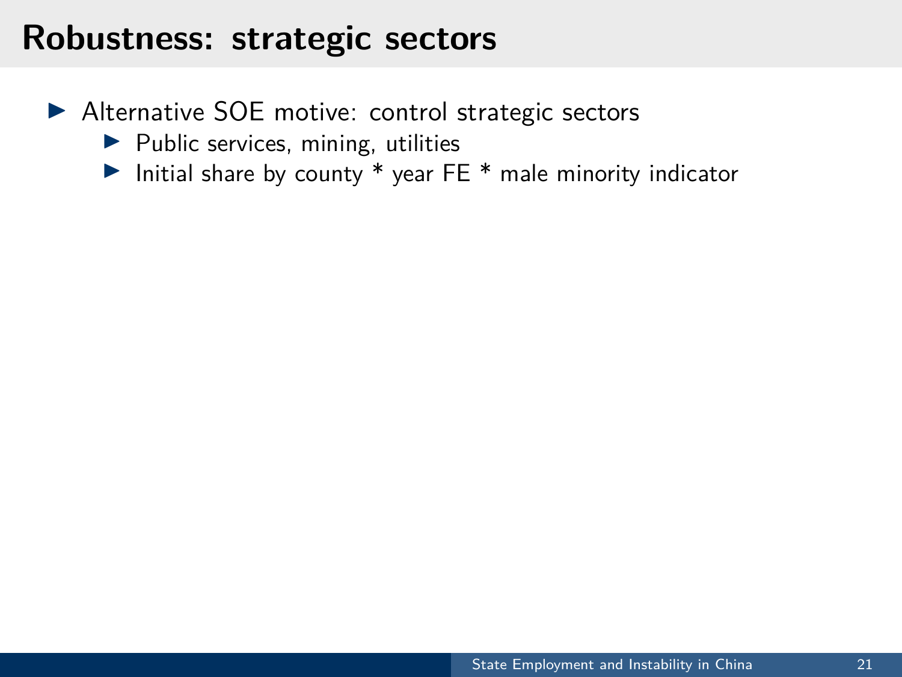# Robustness: strategic sectors

- Alternative SOE motive: control strategic sectors
  - Public services, mining, utilities
  - Initial share by county * year FE * male minority indicator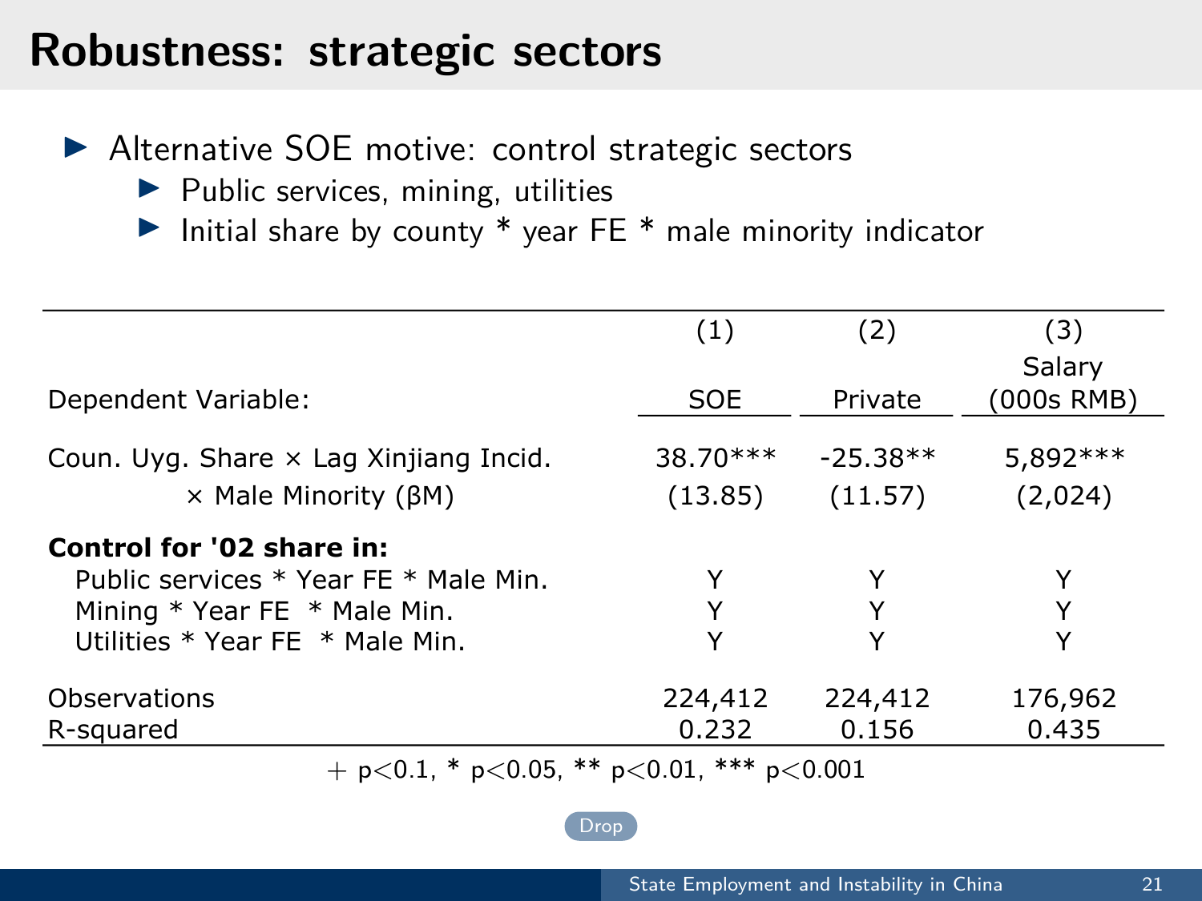# Robustness: strategic sectors

- Alternative SOE motive: control strategic sectors
  - Public services, mining, utilities
  - Initial share by county * year FE * male minority indicator

| | (1) | (2) | (3) |
|---|---|---|---|
| Dependent Variable: | SOE | Private | Salary (000s RMB) |
| Coun. Uyg. Share × Lag Xinjiang Incid. × Male Minority (βM) | 38.70*** | -25.38** | 5,892*** |
| | (13.85) | (11.57) | (2,024) |
| **Control for '02 share in:** | | | |
| Public services * Year FE * Male Min. | Y | Y | Y |
| Mining * Year FE * Male Min. | Y | Y | Y |
| Utilities * Year FE * Male Min. | Y | Y | Y |
| Observations | 224,412 | 224,412 | 176,962 |
| R-squared | 0.232 | 0.156 | 0.435 |

+ $p<0.1$, * $p<0.05$, ** $p<0.01$, *** $p<0.001$

Drop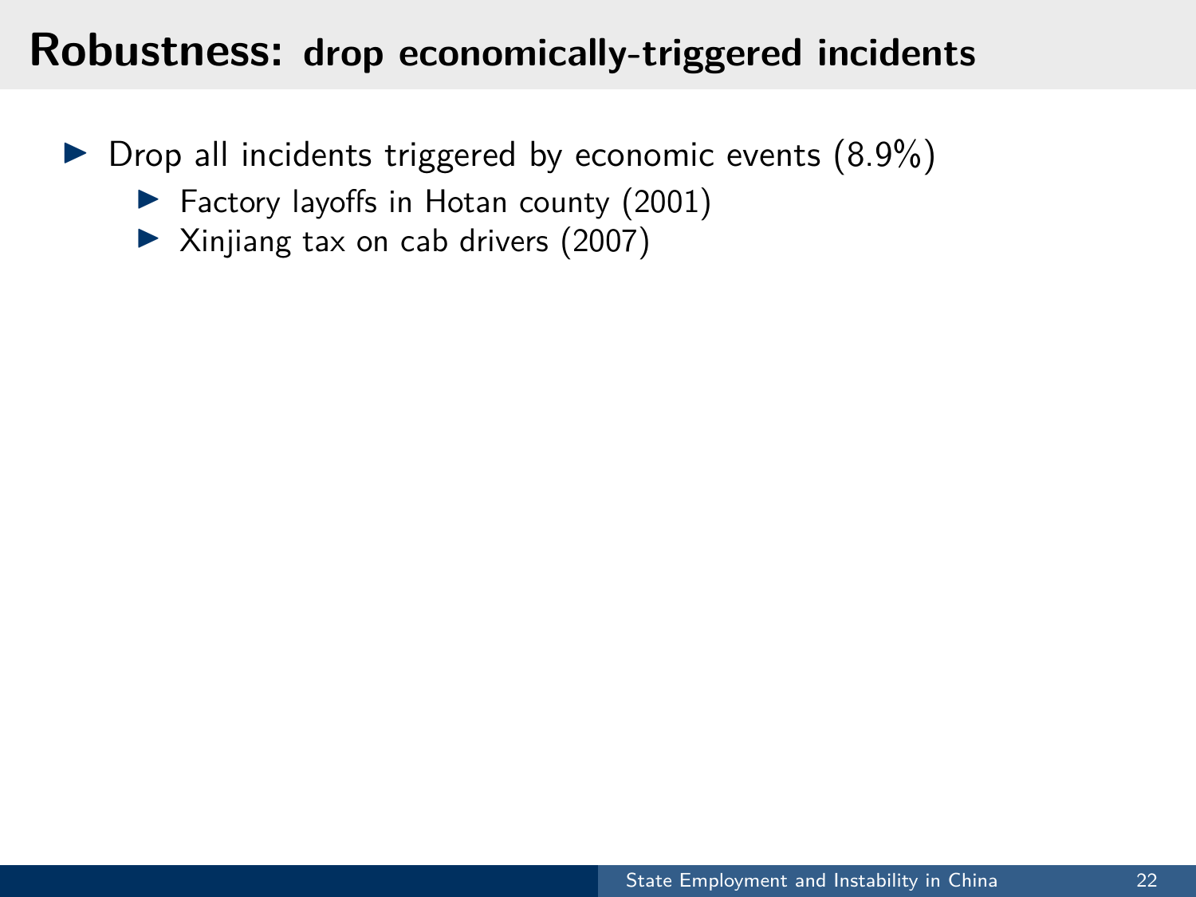# Robustness: drop economically-triggered incidents

- Drop all incidents triggered by economic events (8.9%)
  - Factory layoffs in Hotan county (2001)
  - Xinjiang tax on cab drivers (2007)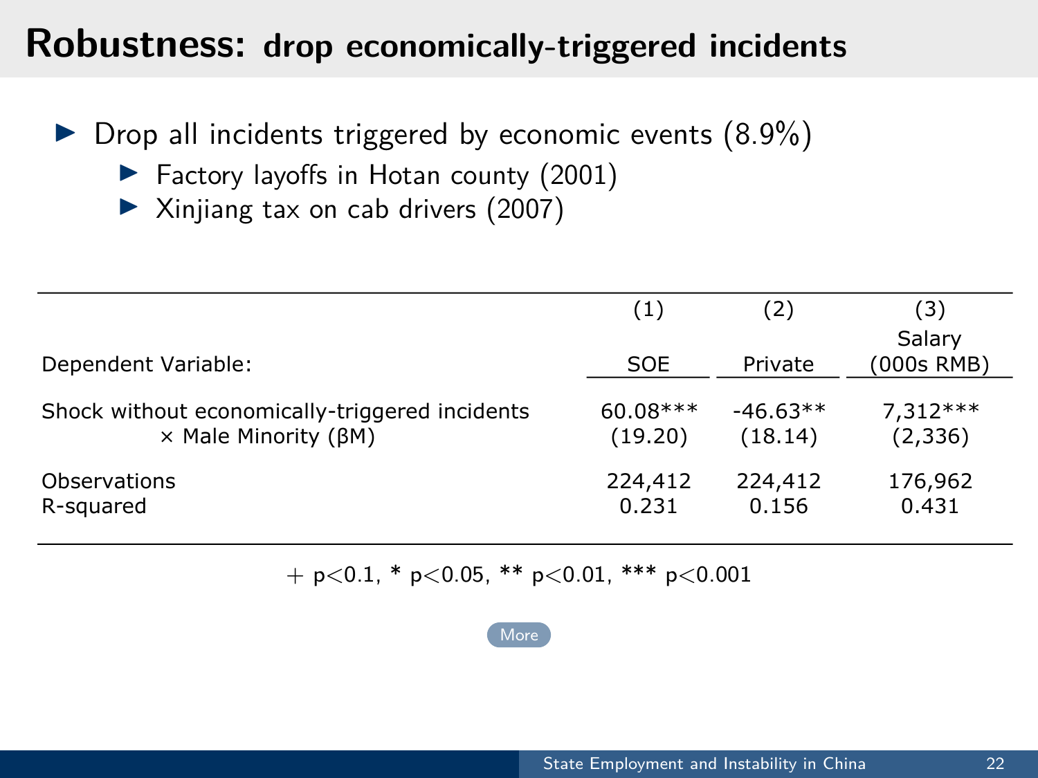# Robustness: drop economically-triggered incidents

- Drop all incidents triggered by economic events (8.9%)
  - Factory layoffs in Hotan county (2001)
  - Xinjiang tax on cab drivers (2007)

| | (1) | (2) | (3) |
|---|---|---|---|
| Dependent Variable: | SOE | Private | Salary (000s RMB) |
| Shock without economically-triggered incidents × Male Minority (βM) | 60.08*** | -46.63** | 7,312*** |
| | (19.20) | (18.14) | (2,336) |
| Observations | 224,412 | 224,412 | 176,962 |
| R-squared | 0.231 | 0.156 | 0.431 |

+ p<0.1, * p<0.05, ** p<0.01, *** p<0.001

More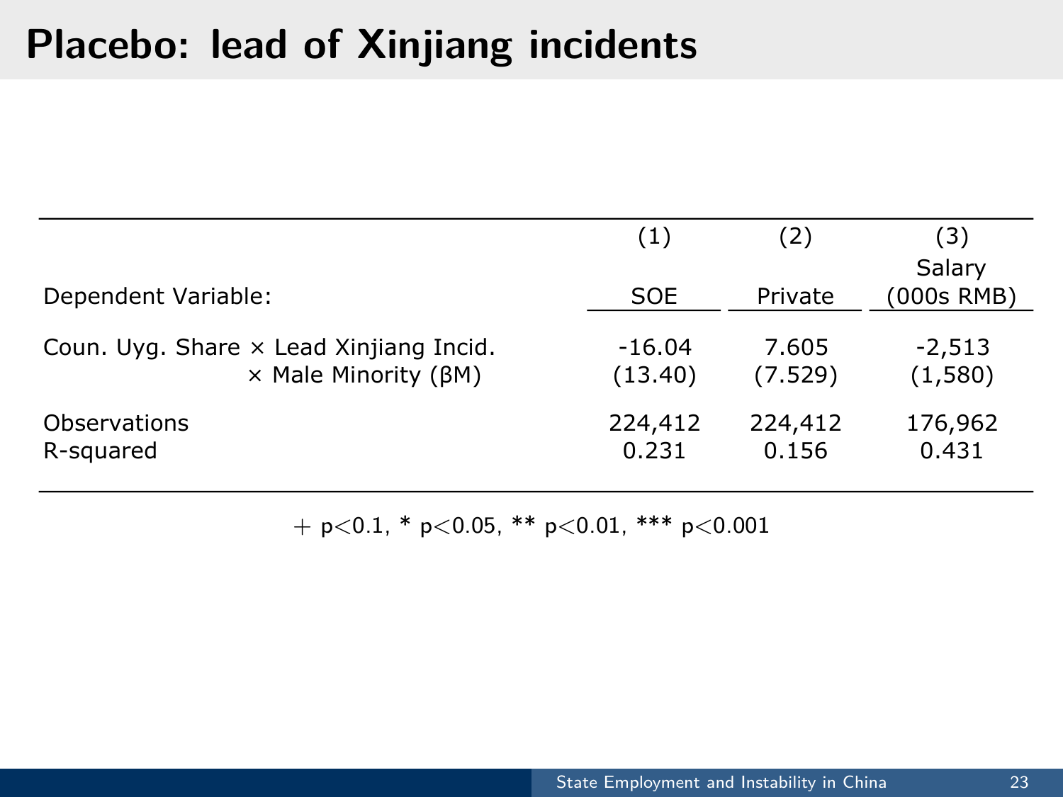# Placebo: lead of Xinjiang incidents

| | (1) | (2) | (3) |
|---|---|---|---|
| Dependent Variable: | SOE | Private | Salary (000s RMB) |
| Coun. Uyg. Share × Lead Xinjiang Incid. × Male Minority (βM) | -16.04 | 7.605 | -2,513 |
| | (13.40) | (7.529) | (1,580) |
| Observations | 224,412 | 224,412 | 176,962 |
| R-squared | 0.231 | 0.156 | 0.431 |

+ $p<0.1$, * $p<0.05$, ** $p<0.01$, *** $p<0.001$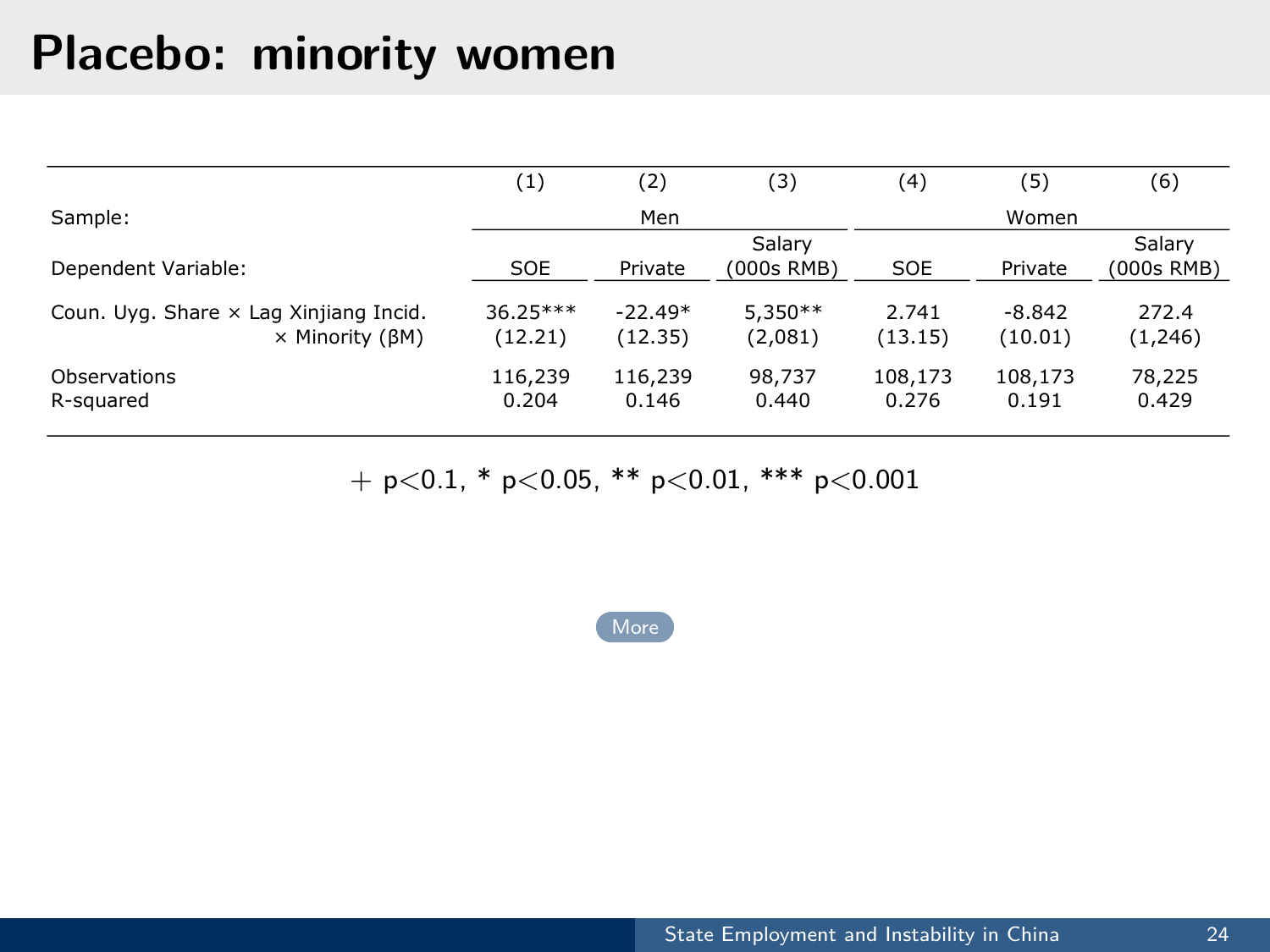# Placebo: minority women

| | (1) | (2) | (3) | (4) | (5) | (6) |
|---|---|---|---|---|---|---|
| Sample: | Men | | | Women | | |
| Dependent Variable: | SOE | Private | Salary (000s RMB) | SOE | Private | Salary (000s RMB) |
| Coun. Uyg. Share × Lag Xinjiang Incid. × Minority (βM) | 36.25*** | -22.49* | 5,350** | 2.741 | -8.842 | 272.4 |
| | (12.21) | (12.35) | (2,081) | (13.15) | (10.01) | (1,246) |
| Observations | 116,239 | 116,239 | 98,737 | 108,173 | 108,173 | 78,225 |
| R-squared | 0.204 | 0.146 | 0.440 | 0.276 | 0.191 | 0.429 |

+ $p<0.1$, * $p<0.05$, ** $p<0.01$, *** $p<0.001$

More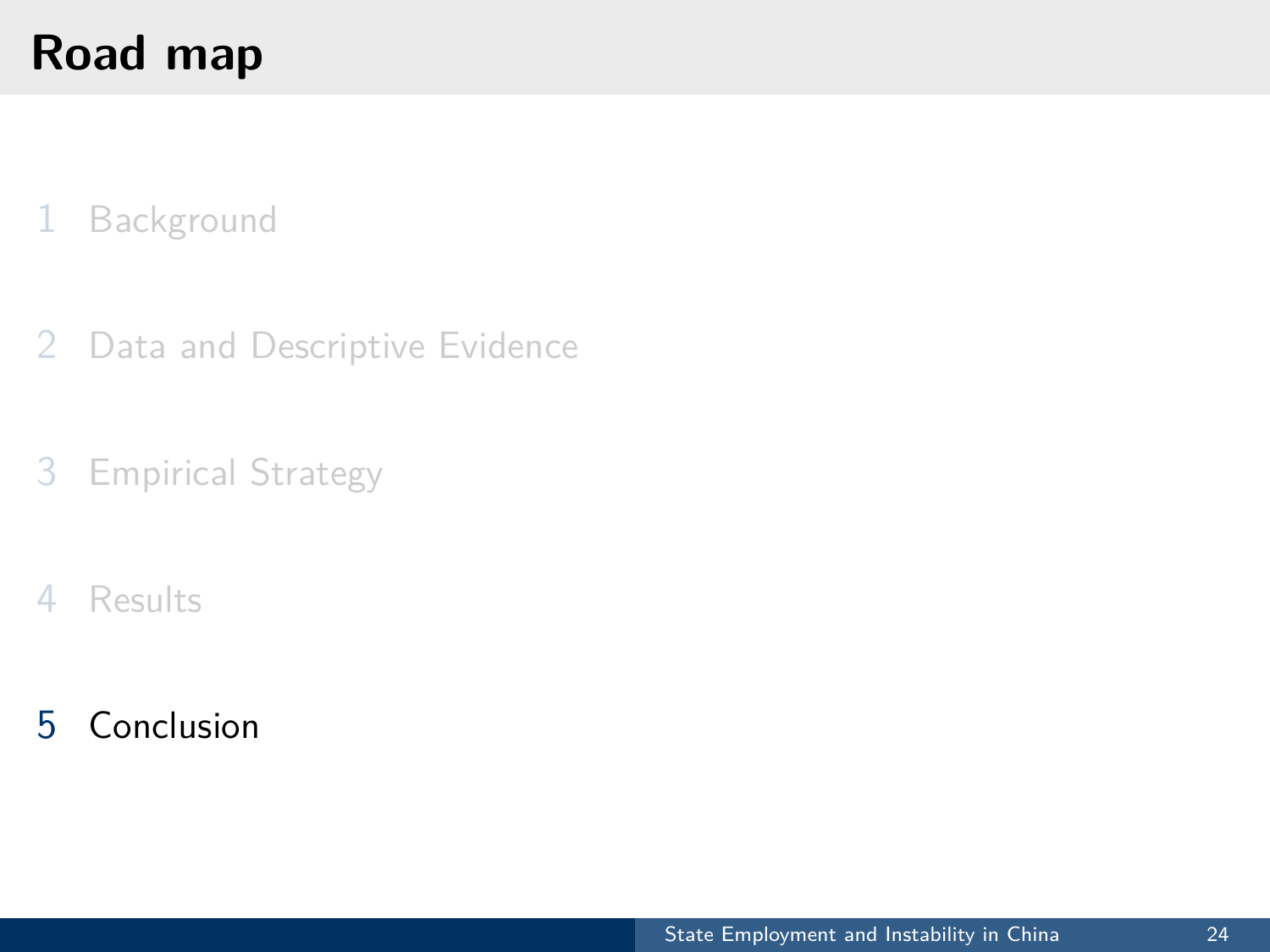# Road map

1 Background

2 Data and Descriptive Evidence

3 Empirical Strategy

4 Results

5 Conclusion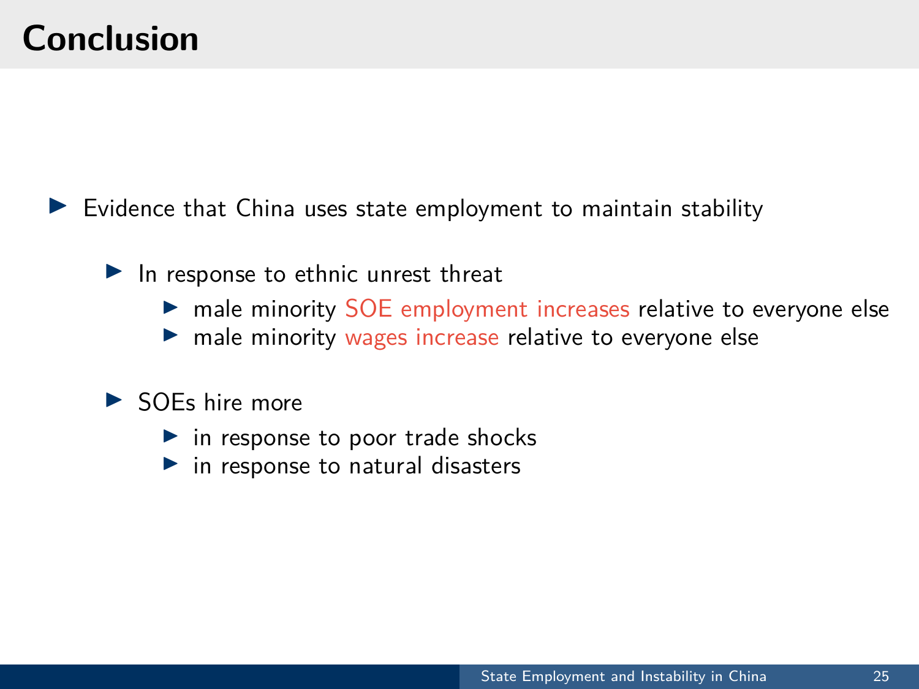# Conclusion

- Evidence that China uses state employment to maintain stability
  - In response to ethnic unrest threat
    - male minority SOE employment increases relative to everyone else
    - male minority wages increase relative to everyone else
  - SOEs hire more
    - in response to poor trade shocks
    - in response to natural disasters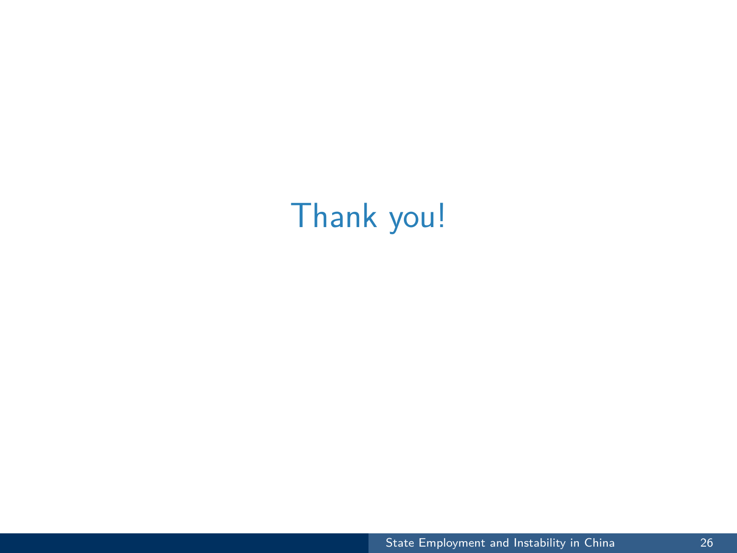Thank you!